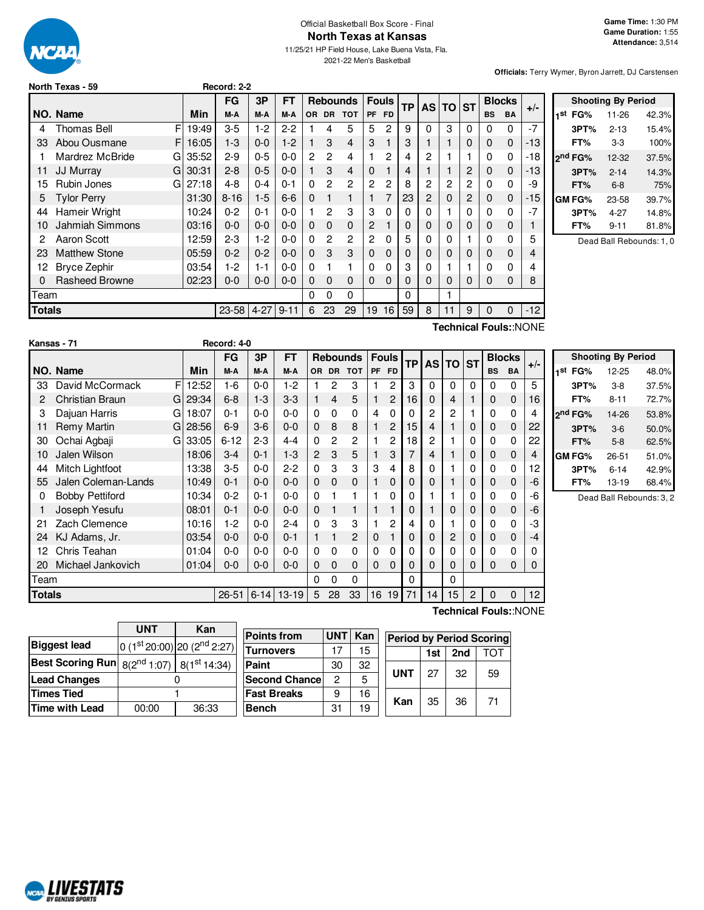Official Basketball Box Score - Final

# North Texas at Kansas

11/25/21 HP Field House, Lake Buena Vista, Fla.
2021-22 Men's Basketball

**Game Time:** 1:30 PM
**Game Duration:** 1:55
**Attendance:** 3,514

**Officials:** Terry Wymer, Byron Jarrett, DJ Carstensen

## North Texas - 59 — Record: 2-2

| NO. | Name | | Min | FG M-A | 3P M-A | FT M-A | OR | DR | TOT | PF | FD | TP | AS | TO | ST | BS | BA | +/- |
|---|---|---|---|---|---|---|---|---|---|---|---|---|---|---|---|---|---|---|
| 4 | Thomas Bell | F | 19:49 | 3-5 | 1-2 | 2-2 | 1 | 4 | 5 | 5 | 2 | 9 | 0 | 3 | 0 | 0 | 0 | -7 |
| 33 | Abou Ousmane | F | 16:05 | 1-3 | 0-0 | 1-2 | 1 | 3 | 4 | 3 | 1 | 3 | 1 | 1 | 0 | 0 | 0 | -13 |
| 1 | Mardrez McBride | G | 35:52 | 2-9 | 0-5 | 0-0 | 2 | 2 | 4 | 1 | 2 | 4 | 2 | 1 | 1 | 0 | 0 | -18 |
| 11 | JJ Murray | G | 30:31 | 2-8 | 0-5 | 0-0 | 1 | 3 | 4 | 0 | 1 | 4 | 1 | 1 | 2 | 0 | 0 | -13 |
| 15 | Rubin Jones | G | 27:18 | 4-8 | 0-4 | 0-1 | 0 | 2 | 2 | 2 | 2 | 8 | 2 | 2 | 2 | 0 | 0 | -9 |
| 5 | Tylor Perry | | 31:30 | 8-16 | 1-5 | 6-6 | 0 | 1 | 1 | 1 | 7 | 23 | 2 | 0 | 2 | 0 | 0 | -15 |
| 44 | Hameir Wright | | 10:24 | 0-2 | 0-1 | 0-0 | 1 | 2 | 3 | 3 | 0 | 0 | 0 | 1 | 0 | 0 | 0 | -7 |
| 10 | Jahmiah Simmons | | 03:16 | 0-0 | 0-0 | 0-0 | 0 | 0 | 0 | 2 | 1 | 0 | 0 | 0 | 0 | 0 | 0 | 1 |
| 2 | Aaron Scott | | 12:59 | 2-3 | 1-2 | 0-0 | 0 | 2 | 2 | 2 | 0 | 5 | 0 | 0 | 1 | 0 | 0 | 5 |
| 23 | Matthew Stone | | 05:59 | 0-2 | 0-2 | 0-0 | 0 | 3 | 3 | 0 | 0 | 0 | 0 | 0 | 0 | 0 | 0 | 4 |
| 12 | Bryce Zephir | | 03:54 | 1-2 | 1-1 | 0-0 | 0 | 1 | 1 | 0 | 0 | 3 | 0 | 1 | 1 | 0 | 0 | 4 |
| 0 | Rasheed Browne | | 02:23 | 0-0 | 0-0 | 0-0 | 0 | 0 | 0 | 0 | 0 | 0 | 0 | 0 | 0 | 0 | 0 | 8 |
| Team | | | | | | | 0 | 0 | 0 | | | 0 | | 1 | | | | |
| **Totals** | | | | 23-58 | 4-27 | 9-11 | 6 | 23 | 29 | 19 | 16 | 59 | 8 | 11 | 9 | 0 | 0 | -12 |

Technical Fouls::NONE

| Shooting By Period | | |
|---|---|---|
| 1st FG% | 11-26 | 42.3% |
| 3PT% | 2-13 | 15.4% |
| FT% | 3-3 | 100% |
| 2nd FG% | 12-32 | 37.5% |
| 3PT% | 2-14 | 14.3% |
| FT% | 6-8 | 75% |
| GM FG% | 23-58 | 39.7% |
| 3PT% | 4-27 | 14.8% |
| FT% | 9-11 | 81.8% |

Dead Ball Rebounds: 1, 0

## Kansas - 71 — Record: 4-0

| NO. | Name | | Min | FG M-A | 3P M-A | FT M-A | OR | DR | TOT | PF | FD | TP | AS | TO | ST | BS | BA | +/- |
|---|---|---|---|---|---|---|---|---|---|---|---|---|---|---|---|---|---|---|
| 33 | David McCormack | F | 12:52 | 1-6 | 0-0 | 1-2 | 1 | 2 | 3 | 1 | 2 | 3 | 0 | 0 | 0 | 0 | 0 | 5 |
| 2 | Christian Braun | G | 29:34 | 6-8 | 1-3 | 3-3 | 1 | 4 | 5 | 1 | 2 | 16 | 0 | 4 | 1 | 0 | 0 | 16 |
| 3 | Dajuan Harris | G | 18:07 | 0-1 | 0-0 | 0-0 | 0 | 0 | 0 | 4 | 0 | 0 | 2 | 2 | 1 | 0 | 0 | 4 |
| 11 | Remy Martin | G | 28:56 | 6-9 | 3-6 | 0-0 | 0 | 8 | 8 | 1 | 2 | 15 | 4 | 1 | 0 | 0 | 0 | 22 |
| 30 | Ochai Agbaji | G | 33:05 | 6-12 | 2-3 | 4-4 | 0 | 2 | 2 | 1 | 2 | 18 | 2 | 1 | 0 | 0 | 0 | 22 |
| 10 | Jalen Wilson | | 18:06 | 3-4 | 0-1 | 1-3 | 2 | 3 | 5 | 1 | 3 | 7 | 4 | 1 | 0 | 0 | 0 | 4 |
| 44 | Mitch Lightfoot | | 13:38 | 3-5 | 0-0 | 2-2 | 0 | 3 | 3 | 3 | 4 | 8 | 0 | 1 | 0 | 0 | 0 | 12 |
| 55 | Jalen Coleman-Lands | | 10:49 | 0-1 | 0-0 | 0-0 | 0 | 0 | 0 | 1 | 0 | 0 | 0 | 1 | 0 | 0 | 0 | -6 |
| 0 | Bobby Pettiford | | 10:34 | 0-2 | 0-1 | 0-0 | 0 | 1 | 1 | 1 | 0 | 0 | 1 | 1 | 0 | 0 | 0 | -6 |
| 1 | Joseph Yesufu | | 08:01 | 0-1 | 0-0 | 0-0 | 0 | 1 | 1 | 1 | 1 | 0 | 1 | 0 | 0 | 0 | 0 | -6 |
| 21 | Zach Clemence | | 10:16 | 1-2 | 0-0 | 2-4 | 0 | 3 | 3 | 1 | 2 | 4 | 0 | 1 | 0 | 0 | 0 | -3 |
| 24 | KJ Adams, Jr. | | 03:54 | 0-0 | 0-0 | 0-1 | 1 | 1 | 2 | 0 | 1 | 0 | 0 | 2 | 0 | 0 | 0 | -4 |
| 12 | Chris Teahan | | 01:04 | 0-0 | 0-0 | 0-0 | 0 | 0 | 0 | 0 | 0 | 0 | 0 | 0 | 0 | 0 | 0 | 0 |
| 20 | Michael Jankovich | | 01:04 | 0-0 | 0-0 | 0-0 | 0 | 0 | 0 | 0 | 0 | 0 | 0 | 0 | 0 | 0 | 0 | 0 |
| Team | | | | | | | 0 | 0 | 0 | | | 0 | | 0 | | | | |
| **Totals** | | | | 26-51 | 6-14 | 13-19 | 5 | 28 | 33 | 16 | 19 | 71 | 14 | 15 | 2 | 0 | 0 | 12 |

Technical Fouls::NONE

| Shooting By Period | | |
|---|---|---|
| 1st FG% | 12-25 | 48.0% |
| 3PT% | 3-8 | 37.5% |
| FT% | 8-11 | 72.7% |
| 2nd FG% | 14-26 | 53.8% |
| 3PT% | 3-6 | 50.0% |
| FT% | 5-8 | 62.5% |
| GM FG% | 26-51 | 51.0% |
| 3PT% | 6-14 | 42.9% |
| FT% | 13-19 | 68.4% |

Dead Ball Rebounds: 3, 2

| | UNT | Kan |
|---|---|---|
| **Biggest lead** | 0 (1st 20:00) | 20 (2nd 2:27) |
| **Best Scoring Run** | 8(2nd 1:07) | 8(1st 14:34) |
| **Lead Changes** | 0 | |
| **Times Tied** | 1 | |
| **Time with Lead** | 00:00 | 36:33 |

| Points from | UNT | Kan |
|---|---|---|
| Turnovers | 17 | 15 |
| Paint | 30 | 32 |
| Second Chance | 2 | 5 |
| Fast Breaks | 9 | 16 |
| Bench | 31 | 19 |

| Period by Period Scoring | 1st | 2nd | TOT |
|---|---|---|---|
| UNT | 27 | 32 | 59 |
| Kan | 35 | 36 | 71 |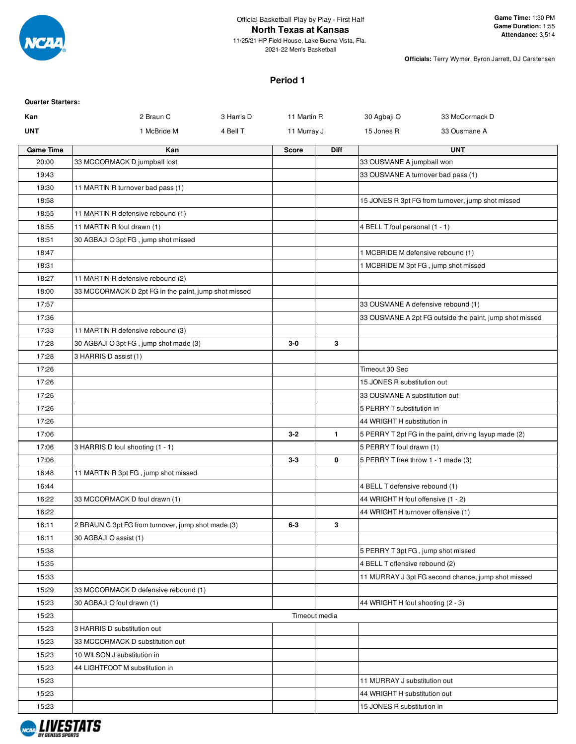Official Basketball Play by Play - First Half

# North Texas at Kansas

11/25/21 HP Field House, Lake Buena Vista, Fla.
2021-22 Men's Basketball

**Game Time:** 1:30 PM
**Game Duration:** 1:55
**Attendance:** 3,514

**Officials:** Terry Wymer, Byron Jarrett, DJ Carstensen

## Period 1

**Quarter Starters:**

| | | | | | |
|---|---|---|---|---|---|
| **Kan** | 2 Braun C | 3 Harris D | 11 Martin R | 30 Agbaji O | 33 McCormack D |
| **UNT** | 1 McBride M | 4 Bell T | 11 Murray J | 15 Jones R | 33 Ousmane A |

| Game Time | Kan | Score | Diff | UNT |
|---|---|---|---|---|
| 20:00 | 33 MCCORMACK D jumpball lost | | | 33 OUSMANE A jumpball won |
| 19:43 | | | | 33 OUSMANE A turnover bad pass (1) |
| 19:30 | 11 MARTIN R turnover bad pass (1) | | | |
| 18:58 | | | | 15 JONES R 3pt FG from turnover, jump shot missed |
| 18:55 | 11 MARTIN R defensive rebound (1) | | | |
| 18:55 | 11 MARTIN R foul drawn (1) | | | 4 BELL T foul personal (1 - 1) |
| 18:51 | 30 AGBAJI O 3pt FG , jump shot missed | | | |
| 18:47 | | | | 1 MCBRIDE M defensive rebound (1) |
| 18:31 | | | | 1 MCBRIDE M 3pt FG , jump shot missed |
| 18:27 | 11 MARTIN R defensive rebound (2) | | | |
| 18:00 | 33 MCCORMACK D 2pt FG in the paint, jump shot missed | | | |
| 17:57 | | | | 33 OUSMANE A defensive rebound (1) |
| 17:36 | | | | 33 OUSMANE A 2pt FG outside the paint, jump shot missed |
| 17:33 | 11 MARTIN R defensive rebound (3) | | | |
| 17:28 | 30 AGBAJI O 3pt FG , jump shot made (3) | 3-0 | 3 | |
| 17:28 | 3 HARRIS D assist (1) | | | |
| 17:26 | | | | Timeout 30 Sec |
| 17:26 | | | | 15 JONES R substitution out |
| 17:26 | | | | 33 OUSMANE A substitution out |
| 17:26 | | | | 5 PERRY T substitution in |
| 17:26 | | | | 44 WRIGHT H substitution in |
| 17:06 | | 3-2 | 1 | 5 PERRY T 2pt FG in the paint, driving layup made (2) |
| 17:06 | 3 HARRIS D foul shooting (1 - 1) | | | 5 PERRY T foul drawn (1) |
| 17:06 | | 3-3 | 0 | 5 PERRY T free throw 1 - 1 made (3) |
| 16:48 | 11 MARTIN R 3pt FG , jump shot missed | | | |
| 16:44 | | | | 4 BELL T defensive rebound (1) |
| 16:22 | 33 MCCORMACK D foul drawn (1) | | | 44 WRIGHT H foul offensive (1 - 2) |
| 16:22 | | | | 44 WRIGHT H turnover offensive (1) |
| 16:11 | 2 BRAUN C 3pt FG from turnover, jump shot made (3) | 6-3 | 3 | |
| 16:11 | 30 AGBAJI O assist (1) | | | |
| 15:38 | | | | 5 PERRY T 3pt FG , jump shot missed |
| 15:35 | | | | 4 BELL T offensive rebound (2) |
| 15:33 | | | | 11 MURRAY J 3pt FG second chance, jump shot missed |
| 15:29 | 33 MCCORMACK D defensive rebound (1) | | | |
| 15:23 | 30 AGBAJI O foul drawn (1) | | | 44 WRIGHT H foul shooting (2 - 3) |
| 15:23 | Timeout media | | | |
| 15:23 | 3 HARRIS D substitution out | | | |
| 15:23 | 33 MCCORMACK D substitution out | | | |
| 15:23 | 10 WILSON J substitution in | | | |
| 15:23 | 44 LIGHTFOOT M substitution in | | | |
| 15:23 | | | | 11 MURRAY J substitution out |
| 15:23 | | | | 44 WRIGHT H substitution out |
| 15:23 | | | | 15 JONES R substitution in |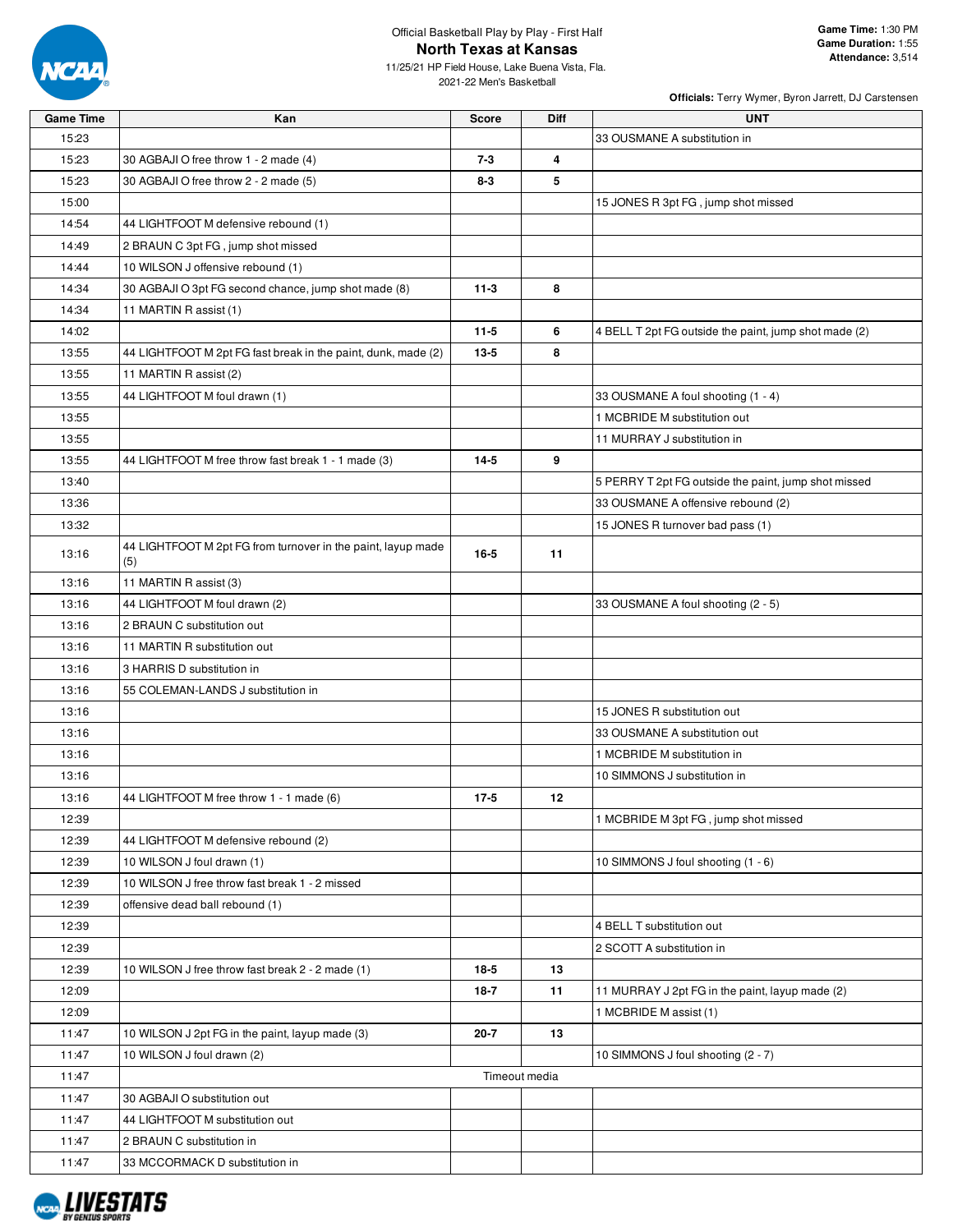Official Basketball Play by Play - First Half

# North Texas at Kansas

11/25/21 HP Field House, Lake Buena Vista, Fla.
2021-22 Men's Basketball

**Game Time:** 1:30 PM
**Game Duration:** 1:55
**Attendance:** 3,514

**Officials:** Terry Wymer, Byron Jarrett, DJ Carstensen

| Game Time | Kan | Score | Diff | UNT |
|---|---|---|---|---|
| 15:23 | | | | 33 OUSMANE A substitution in |
| 15:23 | 30 AGBAJI O free throw 1 - 2 made (4) | 7-3 | 4 | |
| 15:23 | 30 AGBAJI O free throw 2 - 2 made (5) | 8-3 | 5 | |
| 15:00 | | | | 15 JONES R 3pt FG , jump shot missed |
| 14:54 | 44 LIGHTFOOT M defensive rebound (1) | | | |
| 14:49 | 2 BRAUN C 3pt FG , jump shot missed | | | |
| 14:44 | 10 WILSON J offensive rebound (1) | | | |
| 14:34 | 30 AGBAJI O 3pt FG second chance, jump shot made (8) | 11-3 | 8 | |
| 14:34 | 11 MARTIN R assist (1) | | | |
| 14:02 | | 11-5 | 6 | 4 BELL T 2pt FG outside the paint, jump shot made (2) |
| 13:55 | 44 LIGHTFOOT M 2pt FG fast break in the paint, dunk, made (2) | 13-5 | 8 | |
| 13:55 | 11 MARTIN R assist (2) | | | |
| 13:55 | 44 LIGHTFOOT M foul drawn (1) | | | 33 OUSMANE A foul shooting (1 - 4) |
| 13:55 | | | | 1 MCBRIDE M substitution out |
| 13:55 | | | | 11 MURRAY J substitution in |
| 13:55 | 44 LIGHTFOOT M free throw fast break 1 - 1 made (3) | 14-5 | 9 | |
| 13:40 | | | | 5 PERRY T 2pt FG outside the paint, jump shot missed |
| 13:36 | | | | 33 OUSMANE A offensive rebound (2) |
| 13:32 | | | | 15 JONES R turnover bad pass (1) |
| 13:16 | 44 LIGHTFOOT M 2pt FG from turnover in the paint, layup made (5) | 16-5 | 11 | |
| 13:16 | 11 MARTIN R assist (3) | | | |
| 13:16 | 44 LIGHTFOOT M foul drawn (2) | | | 33 OUSMANE A foul shooting (2 - 5) |
| 13:16 | 2 BRAUN C substitution out | | | |
| 13:16 | 11 MARTIN R substitution out | | | |
| 13:16 | 3 HARRIS D substitution in | | | |
| 13:16 | 55 COLEMAN-LANDS J substitution in | | | |
| 13:16 | | | | 15 JONES R substitution out |
| 13:16 | | | | 33 OUSMANE A substitution out |
| 13:16 | | | | 1 MCBRIDE M substitution in |
| 13:16 | | | | 10 SIMMONS J substitution in |
| 13:16 | 44 LIGHTFOOT M free throw 1 - 1 made (6) | 17-5 | 12 | |
| 12:39 | | | | 1 MCBRIDE M 3pt FG , jump shot missed |
| 12:39 | 44 LIGHTFOOT M defensive rebound (2) | | | |
| 12:39 | 10 WILSON J foul drawn (1) | | | 10 SIMMONS J foul shooting (1 - 6) |
| 12:39 | 10 WILSON J free throw fast break 1 - 2 missed | | | |
| 12:39 | offensive dead ball rebound (1) | | | |
| 12:39 | | | | 4 BELL T substitution out |
| 12:39 | | | | 2 SCOTT A substitution in |
| 12:39 | 10 WILSON J free throw fast break 2 - 2 made (1) | 18-5 | 13 | |
| 12:09 | | 18-7 | 11 | 11 MURRAY J 2pt FG in the paint, layup made (2) |
| 12:09 | | | | 1 MCBRIDE M assist (1) |
| 11:47 | 10 WILSON J 2pt FG in the paint, layup made (3) | 20-7 | 13 | |
| 11:47 | 10 WILSON J foul drawn (2) | | | 10 SIMMONS J foul shooting (2 - 7) |
| 11:47 | | Timeout media | | |
| 11:47 | 30 AGBAJI O substitution out | | | |
| 11:47 | 44 LIGHTFOOT M substitution out | | | |
| 11:47 | 2 BRAUN C substitution in | | | |
| 11:47 | 33 MCCORMACK D substitution in | | | |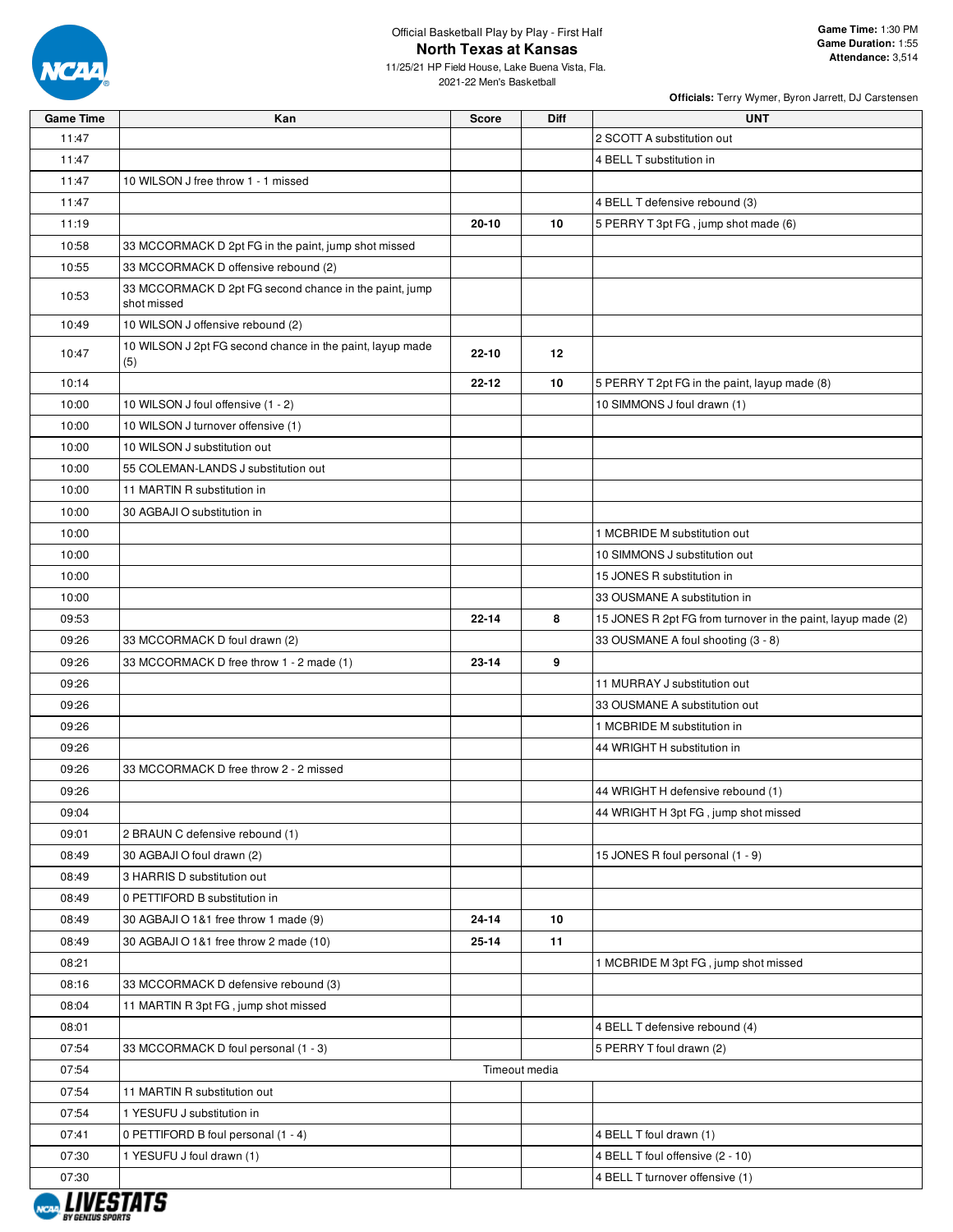Official Basketball Play by Play - First Half

# North Texas at Kansas

11/25/21 HP Field House, Lake Buena Vista, Fla.
2021-22 Men's Basketball

**Game Time:** 1:30 PM
**Game Duration:** 1:55
**Attendance:** 3,514

**Officials:** Terry Wymer, Byron Jarrett, DJ Carstensen

| Game Time | Kan | Score | Diff | UNT |
|---|---|---|---|---|
| 11:47 | | | | 2 SCOTT A substitution out |
| 11:47 | | | | 4 BELL T substitution in |
| 11:47 | 10 WILSON J free throw 1 - 1 missed | | | |
| 11:47 | | | | 4 BELL T defensive rebound (3) |
| 11:19 | | 20-10 | 10 | 5 PERRY T 3pt FG , jump shot made (6) |
| 10:58 | 33 MCCORMACK D 2pt FG in the paint, jump shot missed | | | |
| 10:55 | 33 MCCORMACK D offensive rebound (2) | | | |
| 10:53 | 33 MCCORMACK D 2pt FG second chance in the paint, jump shot missed | | | |
| 10:49 | 10 WILSON J offensive rebound (2) | | | |
| 10:47 | 10 WILSON J 2pt FG second chance in the paint, layup made (5) | 22-10 | 12 | |
| 10:14 | | 22-12 | 10 | 5 PERRY T 2pt FG in the paint, layup made (8) |
| 10:00 | 10 WILSON J foul offensive (1 - 2) | | | 10 SIMMONS J foul drawn (1) |
| 10:00 | 10 WILSON J turnover offensive (1) | | | |
| 10:00 | 10 WILSON J substitution out | | | |
| 10:00 | 55 COLEMAN-LANDS J substitution out | | | |
| 10:00 | 11 MARTIN R substitution in | | | |
| 10:00 | 30 AGBAJI O substitution in | | | |
| 10:00 | | | | 1 MCBRIDE M substitution out |
| 10:00 | | | | 10 SIMMONS J substitution out |
| 10:00 | | | | 15 JONES R substitution in |
| 10:00 | | | | 33 OUSMANE A substitution in |
| 09:53 | | 22-14 | 8 | 15 JONES R 2pt FG from turnover in the paint, layup made (2) |
| 09:26 | 33 MCCORMACK D foul drawn (2) | | | 33 OUSMANE A foul shooting (3 - 8) |
| 09:26 | 33 MCCORMACK D free throw 1 - 2 made (1) | 23-14 | 9 | |
| 09:26 | | | | 11 MURRAY J substitution out |
| 09:26 | | | | 33 OUSMANE A substitution out |
| 09:26 | | | | 1 MCBRIDE M substitution in |
| 09:26 | | | | 44 WRIGHT H substitution in |
| 09:26 | 33 MCCORMACK D free throw 2 - 2 missed | | | |
| 09:26 | | | | 44 WRIGHT H defensive rebound (1) |
| 09:04 | | | | 44 WRIGHT H 3pt FG , jump shot missed |
| 09:01 | 2 BRAUN C defensive rebound (1) | | | |
| 08:49 | 30 AGBAJI O foul drawn (2) | | | 15 JONES R foul personal (1 - 9) |
| 08:49 | 3 HARRIS D substitution out | | | |
| 08:49 | 0 PETTIFORD B substitution in | | | |
| 08:49 | 30 AGBAJI O 1&1 free throw 1 made (9) | 24-14 | 10 | |
| 08:49 | 30 AGBAJI O 1&1 free throw 2 made (10) | 25-14 | 11 | |
| 08:21 | | | | 1 MCBRIDE M 3pt FG , jump shot missed |
| 08:16 | 33 MCCORMACK D defensive rebound (3) | | | |
| 08:04 | 11 MARTIN R 3pt FG , jump shot missed | | | |
| 08:01 | | | | 4 BELL T defensive rebound (4) |
| 07:54 | 33 MCCORMACK D foul personal (1 - 3) | | | 5 PERRY T foul drawn (2) |
| 07:54 | Timeout media | | | |
| 07:54 | 11 MARTIN R substitution out | | | |
| 07:54 | 1 YESUFU J substitution in | | | |
| 07:41 | 0 PETTIFORD B foul personal (1 - 4) | | | 4 BELL T foul drawn (1) |
| 07:30 | 1 YESUFU J foul drawn (1) | | | 4 BELL T foul offensive (2 - 10) |
| 07:30 | | | | 4 BELL T turnover offensive (1) |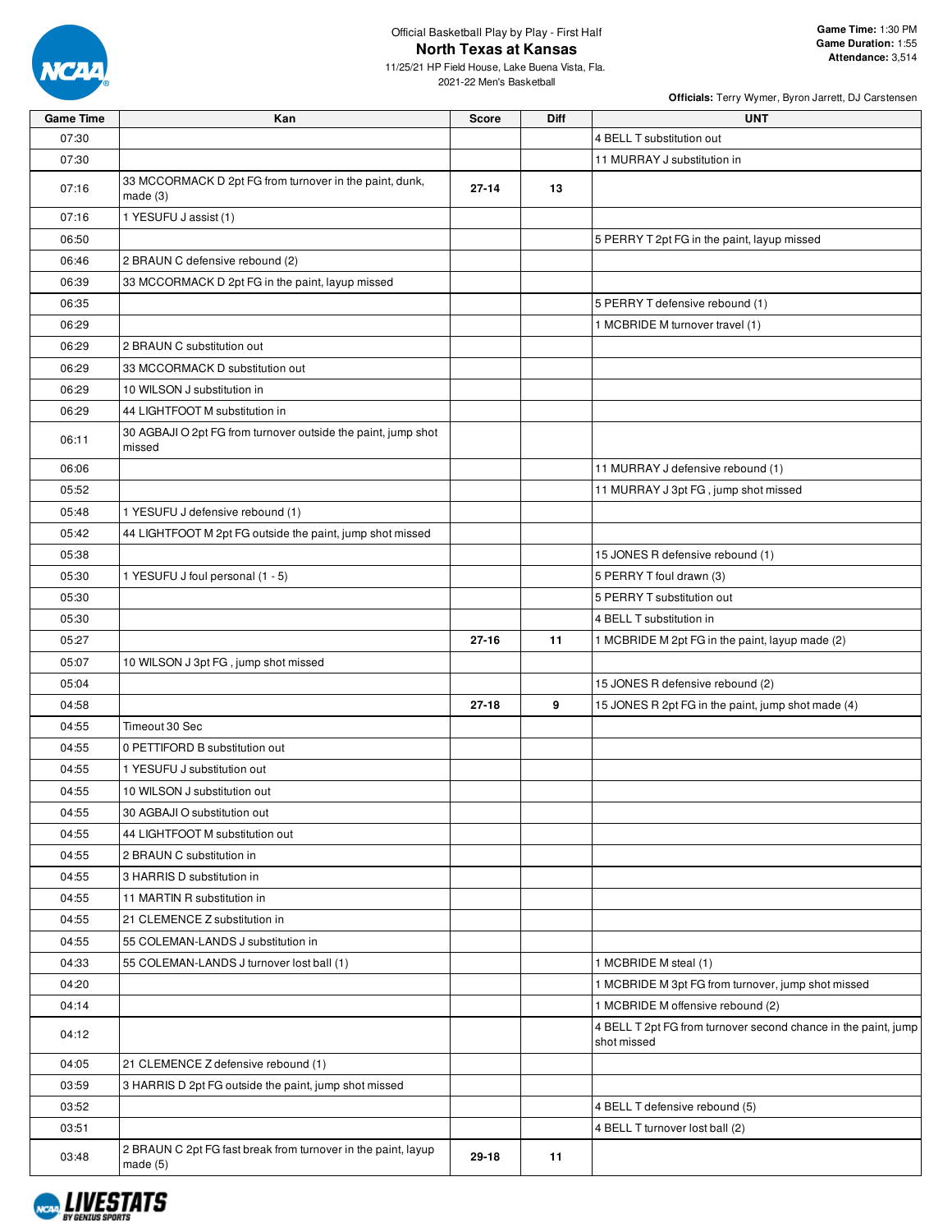Official Basketball Play by Play - First Half

# North Texas at Kansas

11/25/21 HP Field House, Lake Buena Vista, Fla.
2021-22 Men's Basketball

**Game Time:** 1:30 PM
**Game Duration:** 1:55
**Attendance:** 3,514

**Officials:** Terry Wymer, Byron Jarrett, DJ Carstensen

| Game Time | Kan | Score | Diff | UNT |
|---|---|---|---|---|
| 07:30 | | | | 4 BELL T substitution out |
| 07:30 | | | | 11 MURRAY J substitution in |
| 07:16 | 33 MCCORMACK D 2pt FG from turnover in the paint, dunk, made (3) | 27-14 | 13 | |
| 07:16 | 1 YESUFU J assist (1) | | | |
| 06:50 | | | | 5 PERRY T 2pt FG in the paint, layup missed |
| 06:46 | 2 BRAUN C defensive rebound (2) | | | |
| 06:39 | 33 MCCORMACK D 2pt FG in the paint, layup missed | | | |
| 06:35 | | | | 5 PERRY T defensive rebound (1) |
| 06:29 | | | | 1 MCBRIDE M turnover travel (1) |
| 06:29 | 2 BRAUN C substitution out | | | |
| 06:29 | 33 MCCORMACK D substitution out | | | |
| 06:29 | 10 WILSON J substitution in | | | |
| 06:29 | 44 LIGHTFOOT M substitution in | | | |
| 06:11 | 30 AGBAJI O 2pt FG from turnover outside the paint, jump shot missed | | | |
| 06:06 | | | | 11 MURRAY J defensive rebound (1) |
| 05:52 | | | | 11 MURRAY J 3pt FG , jump shot missed |
| 05:48 | 1 YESUFU J defensive rebound (1) | | | |
| 05:42 | 44 LIGHTFOOT M 2pt FG outside the paint, jump shot missed | | | |
| 05:38 | | | | 15 JONES R defensive rebound (1) |
| 05:30 | 1 YESUFU J foul personal (1 - 5) | | | 5 PERRY T foul drawn (3) |
| 05:30 | | | | 5 PERRY T substitution out |
| 05:30 | | | | 4 BELL T substitution in |
| 05:27 | | 27-16 | 11 | 1 MCBRIDE M 2pt FG in the paint, layup made (2) |
| 05:07 | 10 WILSON J 3pt FG , jump shot missed | | | |
| 05:04 | | | | 15 JONES R defensive rebound (2) |
| 04:58 | | 27-18 | 9 | 15 JONES R 2pt FG in the paint, jump shot made (4) |
| 04:55 | Timeout 30 Sec | | | |
| 04:55 | 0 PETTIFORD B substitution out | | | |
| 04:55 | 1 YESUFU J substitution out | | | |
| 04:55 | 10 WILSON J substitution out | | | |
| 04:55 | 30 AGBAJI O substitution out | | | |
| 04:55 | 44 LIGHTFOOT M substitution out | | | |
| 04:55 | 2 BRAUN C substitution in | | | |
| 04:55 | 3 HARRIS D substitution in | | | |
| 04:55 | 11 MARTIN R substitution in | | | |
| 04:55 | 21 CLEMENCE Z substitution in | | | |
| 04:55 | 55 COLEMAN-LANDS J substitution in | | | |
| 04:33 | 55 COLEMAN-LANDS J turnover lost ball (1) | | | 1 MCBRIDE M steal (1) |
| 04:20 | | | | 1 MCBRIDE M 3pt FG from turnover, jump shot missed |
| 04:14 | | | | 1 MCBRIDE M offensive rebound (2) |
| 04:12 | | | | 4 BELL T 2pt FG from turnover second chance in the paint, jump shot missed |
| 04:05 | 21 CLEMENCE Z defensive rebound (1) | | | |
| 03:59 | 3 HARRIS D 2pt FG outside the paint, jump shot missed | | | |
| 03:52 | | | | 4 BELL T defensive rebound (5) |
| 03:51 | | | | 4 BELL T turnover lost ball (2) |
| 03:48 | 2 BRAUN C 2pt FG fast break from turnover in the paint, layup made (5) | 29-18 | 11 | |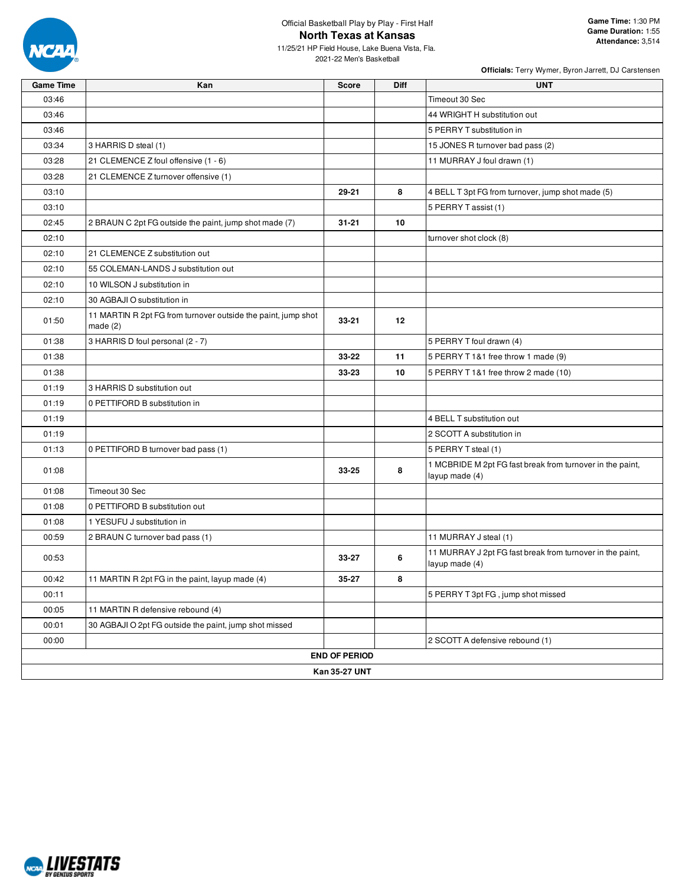Official Basketball Play by Play - First Half

# North Texas at Kansas

11/25/21 HP Field House, Lake Buena Vista, Fla.
2021-22 Men's Basketball

**Game Time:** 1:30 PM
**Game Duration:** 1:55
**Attendance:** 3,514

**Officials:** Terry Wymer, Byron Jarrett, DJ Carstensen

| Game Time | Kan | Score | Diff | UNT |
|---|---|---|---|---|
| 03:46 | | | | Timeout 30 Sec |
| 03:46 | | | | 44 WRIGHT H substitution out |
| 03:46 | | | | 5 PERRY T substitution in |
| 03:34 | 3 HARRIS D steal (1) | | | 15 JONES R turnover bad pass (2) |
| 03:28 | 21 CLEMENCE Z foul offensive (1 - 6) | | | 11 MURRAY J foul drawn (1) |
| 03:28 | 21 CLEMENCE Z turnover offensive (1) | | | |
| 03:10 | | **29-21** | **8** | 4 BELL T 3pt FG from turnover, jump shot made (5) |
| 03:10 | | | | 5 PERRY T assist (1) |
| 02:45 | 2 BRAUN C 2pt FG outside the paint, jump shot made (7) | **31-21** | **10** | |
| 02:10 | | | | turnover shot clock (8) |
| 02:10 | 21 CLEMENCE Z substitution out | | | |
| 02:10 | 55 COLEMAN-LANDS J substitution out | | | |
| 02:10 | 10 WILSON J substitution in | | | |
| 02:10 | 30 AGBAJI O substitution in | | | |
| 01:50 | 11 MARTIN R 2pt FG from turnover outside the paint, jump shot made (2) | **33-21** | **12** | |
| 01:38 | 3 HARRIS D foul personal (2 - 7) | | | 5 PERRY T foul drawn (4) |
| 01:38 | | **33-22** | **11** | 5 PERRY T 1&1 free throw 1 made (9) |
| 01:38 | | **33-23** | **10** | 5 PERRY T 1&1 free throw 2 made (10) |
| 01:19 | 3 HARRIS D substitution out | | | |
| 01:19 | 0 PETTIFORD B substitution in | | | |
| 01:19 | | | | 4 BELL T substitution out |
| 01:19 | | | | 2 SCOTT A substitution in |
| 01:13 | 0 PETTIFORD B turnover bad pass (1) | | | 5 PERRY T steal (1) |
| 01:08 | | **33-25** | **8** | 1 MCBRIDE M 2pt FG fast break from turnover in the paint, layup made (4) |
| 01:08 | Timeout 30 Sec | | | |
| 01:08 | 0 PETTIFORD B substitution out | | | |
| 01:08 | 1 YESUFU J substitution in | | | |
| 00:59 | 2 BRAUN C turnover bad pass (1) | | | 11 MURRAY J steal (1) |
| 00:53 | | **33-27** | **6** | 11 MURRAY J 2pt FG fast break from turnover in the paint, layup made (4) |
| 00:42 | 11 MARTIN R 2pt FG in the paint, layup made (4) | **35-27** | **8** | |
| 00:11 | | | | 5 PERRY T 3pt FG , jump shot missed |
| 00:05 | 11 MARTIN R defensive rebound (4) | | | |
| 00:01 | 30 AGBAJI O 2pt FG outside the paint, jump shot missed | | | |
| 00:00 | | | | 2 SCOTT A defensive rebound (1) |

**END OF PERIOD**

**Kan 35-27 UNT**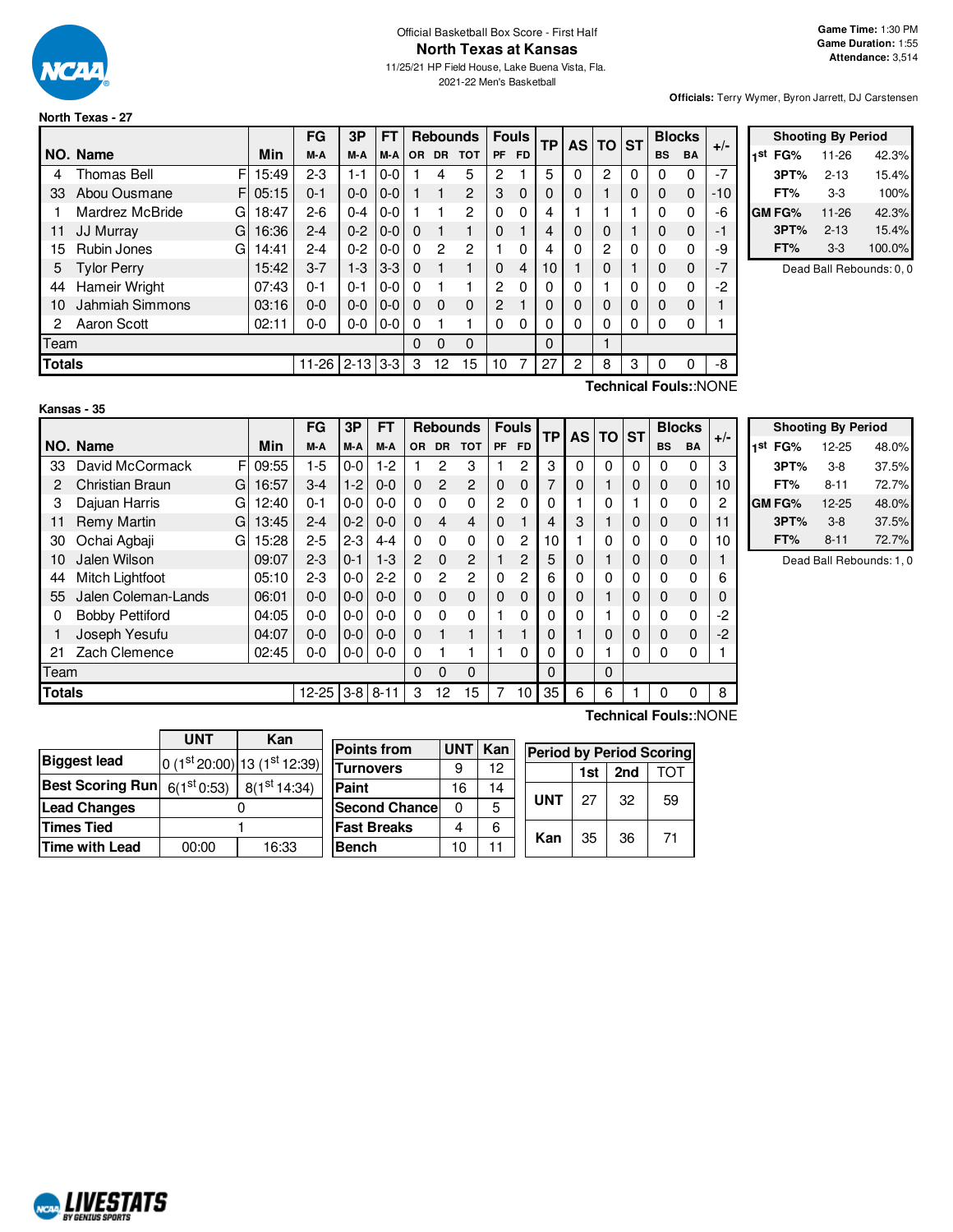Official Basketball Box Score - First Half

# North Texas at Kansas

11/25/21 HP Field House, Lake Buena Vista, Fla.

2021-22 Men's Basketball

**Game Time:** 1:30 PM
**Game Duration:** 1:55
**Attendance:** 3,514

**Officials:** Terry Wymer, Byron Jarrett, DJ Carstensen

## North Texas - 27

| NO. | Name | | Min | FG M-A | 3P M-A | FT M-A | Rebounds OR | DR | TOT | Fouls PF | FD | TP | AS | TO | ST | Blocks BS | BA | +/- |
|---|---|---|---|---|---|---|---|---|---|---|---|---|---|---|---|---|---|---|
| 4 | Thomas Bell | F | 15:49 | 2-3 | 1-1 | 0-0 | 1 | 4 | 5 | 2 | 1 | 5 | 0 | 2 | 0 | 0 | 0 | -7 |
| 33 | Abou Ousmane | F | 05:15 | 0-1 | 0-0 | 0-0 | 1 | 1 | 2 | 3 | 0 | 0 | 0 | 1 | 0 | 0 | 0 | -10 |
| 1 | Mardrez McBride | G | 18:47 | 2-6 | 0-4 | 0-0 | 1 | 1 | 2 | 0 | 0 | 4 | 1 | 1 | 1 | 0 | 0 | -6 |
| 11 | JJ Murray | G | 16:36 | 2-4 | 0-2 | 0-0 | 0 | 1 | 1 | 0 | 1 | 4 | 0 | 0 | 1 | 0 | 0 | -1 |
| 15 | Rubin Jones | G | 14:41 | 2-4 | 0-2 | 0-0 | 0 | 2 | 2 | 1 | 0 | 4 | 0 | 2 | 0 | 0 | 0 | -9 |
| 5 | Tylor Perry | | 15:42 | 3-7 | 1-3 | 3-3 | 0 | 1 | 1 | 0 | 4 | 10 | 1 | 0 | 1 | 0 | 0 | -7 |
| 44 | Hameir Wright | | 07:43 | 0-1 | 0-1 | 0-0 | 0 | 1 | 1 | 2 | 0 | 0 | 0 | 1 | 0 | 0 | 0 | -2 |
| 10 | Jahmiah Simmons | | 03:16 | 0-0 | 0-0 | 0-0 | 0 | 0 | 0 | 2 | 1 | 0 | 0 | 0 | 0 | 0 | 0 | 1 |
| 2 | Aaron Scott | | 02:11 | 0-0 | 0-0 | 0-0 | 0 | 1 | 1 | 0 | 0 | 0 | 0 | 0 | 0 | 0 | 0 | 1 |
| | Team | | | | | | 0 | 0 | 0 | | | 0 | | 1 | | | | |
| | **Totals** | | | 11-26 | 2-13 | 3-3 | 3 | 12 | 15 | 10 | 7 | 27 | 2 | 8 | 3 | 0 | 0 | -8 |

**Technical Fouls:**:NONE

| Shooting By Period | | |
|---|---|---|
| 1st FG% | 11-26 | 42.3% |
| 3PT% | 2-13 | 15.4% |
| FT% | 3-3 | 100% |
| GM FG% | 11-26 | 42.3% |
| 3PT% | 2-13 | 15.4% |
| FT% | 3-3 | 100.0% |

Dead Ball Rebounds: 0, 0

## Kansas - 35

| NO. | Name | | Min | FG M-A | 3P M-A | FT M-A | Rebounds OR | DR | TOT | Fouls PF | FD | TP | AS | TO | ST | Blocks BS | BA | +/- |
|---|---|---|---|---|---|---|---|---|---|---|---|---|---|---|---|---|---|---|
| 33 | David McCormack | F | 09:55 | 1-5 | 0-0 | 1-2 | 1 | 2 | 3 | 1 | 2 | 3 | 0 | 0 | 0 | 0 | 0 | 3 |
| 2 | Christian Braun | G | 16:57 | 3-4 | 1-2 | 0-0 | 0 | 2 | 2 | 0 | 0 | 7 | 0 | 1 | 0 | 0 | 0 | 10 |
| 3 | Dajuan Harris | G | 12:40 | 0-1 | 0-0 | 0-0 | 0 | 0 | 0 | 2 | 0 | 0 | 1 | 0 | 1 | 0 | 0 | 2 |
| 11 | Remy Martin | G | 13:45 | 2-4 | 0-2 | 0-0 | 0 | 4 | 4 | 0 | 1 | 4 | 3 | 1 | 0 | 0 | 0 | 11 |
| 30 | Ochai Agbaji | G | 15:28 | 2-5 | 2-3 | 4-4 | 0 | 0 | 0 | 0 | 2 | 10 | 1 | 0 | 0 | 0 | 0 | 10 |
| 10 | Jalen Wilson | | 09:07 | 2-3 | 0-1 | 1-3 | 2 | 0 | 2 | 1 | 2 | 5 | 0 | 1 | 0 | 0 | 0 | 1 |
| 44 | Mitch Lightfoot | | 05:10 | 2-3 | 0-0 | 2-2 | 0 | 2 | 2 | 0 | 2 | 6 | 0 | 0 | 0 | 0 | 0 | 6 |
| 55 | Jalen Coleman-Lands | | 06:01 | 0-0 | 0-0 | 0-0 | 0 | 0 | 0 | 0 | 0 | 0 | 0 | 1 | 0 | 0 | 0 | 0 |
| 0 | Bobby Pettiford | | 04:05 | 0-0 | 0-0 | 0-0 | 0 | 0 | 0 | 1 | 0 | 0 | 0 | 1 | 0 | 0 | 0 | -2 |
| 1 | Joseph Yesufu | | 04:07 | 0-0 | 0-0 | 0-0 | 0 | 1 | 1 | 1 | 1 | 0 | 1 | 0 | 0 | 0 | 0 | -2 |
| 21 | Zach Clemence | | 02:45 | 0-0 | 0-0 | 0-0 | 0 | 1 | 1 | 1 | 0 | 0 | 0 | 1 | 0 | 0 | 0 | 1 |
| | Team | | | | | | 0 | 0 | 0 | | | 0 | | 0 | | | | |
| | **Totals** | | | 12-25 | 3-8 | 8-11 | 3 | 12 | 15 | 7 | 10 | 35 | 6 | 6 | 1 | 0 | 0 | 8 |

**Technical Fouls:**:NONE

| Shooting By Period | | |
|---|---|---|
| 1st FG% | 12-25 | 48.0% |
| 3PT% | 3-8 | 37.5% |
| FT% | 8-11 | 72.7% |
| GM FG% | 12-25 | 48.0% |
| 3PT% | 3-8 | 37.5% |
| FT% | 8-11 | 72.7% |

Dead Ball Rebounds: 1, 0

| | UNT | Kan |
|---|---|---|
| Biggest lead | 0 (1st 20:00) | 13 (1st 12:39) |
| Best Scoring Run | 6(1st 0:53) | 8(1st 14:34) |
| Lead Changes | 0 | |
| Times Tied | 1 | |
| Time with Lead | 00:00 | 16:33 |

| Points from | UNT | Kan |
|---|---|---|
| Turnovers | 9 | 12 |
| Paint | 16 | 14 |
| Second Chance | 0 | 5 |
| Fast Breaks | 4 | 6 |
| Bench | 10 | 11 |

**Period by Period Scoring**

| | 1st | 2nd | TOT |
|---|---|---|---|
| UNT | 27 | 32 | 59 |
| Kan | 35 | 36 | 71 |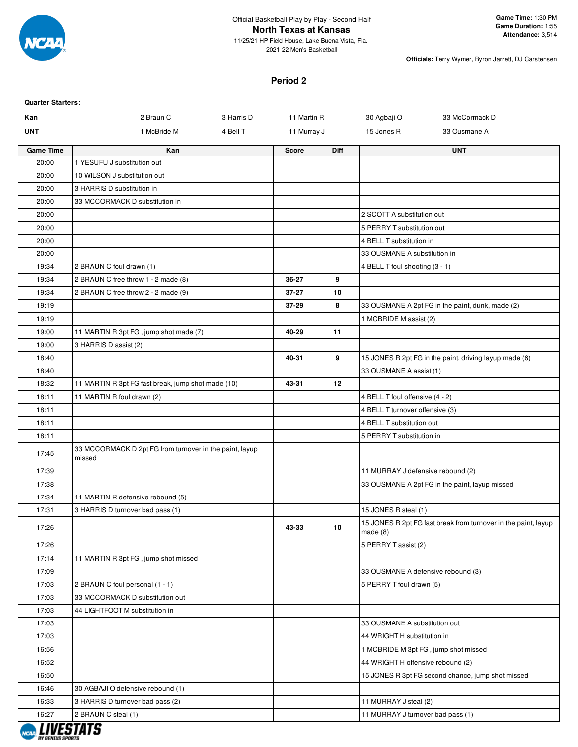Official Basketball Play by Play - Second Half

# North Texas at Kansas

11/25/21 HP Field House, Lake Buena Vista, Fla.
2021-22 Men's Basketball

**Game Time:** 1:30 PM
**Game Duration:** 1:55
**Attendance:** 3,514

**Officials:** Terry Wymer, Byron Jarrett, DJ Carstensen

## Period 2

**Quarter Starters:**

| | | | | | |
|---|---|---|---|---|---|
| **Kan** | 2 Braun C | 3 Harris D | 11 Martin R | 30 Agbaji O | 33 McCormack D |
| **UNT** | 1 McBride M | 4 Bell T | 11 Murray J | 15 Jones R | 33 Ousmane A |

| Game Time | Kan | Score | Diff | UNT |
|---|---|---|---|---|
| 20:00 | 1 YESUFU J substitution out | | | |
| 20:00 | 10 WILSON J substitution out | | | |
| 20:00 | 3 HARRIS D substitution in | | | |
| 20:00 | 33 MCCORMACK D substitution in | | | |
| 20:00 | | | | 2 SCOTT A substitution out |
| 20:00 | | | | 5 PERRY T substitution out |
| 20:00 | | | | 4 BELL T substitution in |
| 20:00 | | | | 33 OUSMANE A substitution in |
| 19:34 | 2 BRAUN C foul drawn (1) | | | 4 BELL T foul shooting (3 - 1) |
| 19:34 | 2 BRAUN C free throw 1 - 2 made (8) | 36-27 | 9 | |
| 19:34 | 2 BRAUN C free throw 2 - 2 made (9) | 37-27 | 10 | |
| 19:19 | | 37-29 | 8 | 33 OUSMANE A 2pt FG in the paint, dunk, made (2) |
| 19:19 | | | | 1 MCBRIDE M assist (2) |
| 19:00 | 11 MARTIN R 3pt FG , jump shot made (7) | 40-29 | 11 | |
| 19:00 | 3 HARRIS D assist (2) | | | |
| 18:40 | | 40-31 | 9 | 15 JONES R 2pt FG in the paint, driving layup made (6) |
| 18:40 | | | | 33 OUSMANE A assist (1) |
| 18:32 | 11 MARTIN R 3pt FG fast break, jump shot made (10) | 43-31 | 12 | |
| 18:11 | 11 MARTIN R foul drawn (2) | | | 4 BELL T foul offensive (4 - 2) |
| 18:11 | | | | 4 BELL T turnover offensive (3) |
| 18:11 | | | | 4 BELL T substitution out |
| 18:11 | | | | 5 PERRY T substitution in |
| 17:45 | 33 MCCORMACK D 2pt FG from turnover in the paint, layup missed | | | |
| 17:39 | | | | 11 MURRAY J defensive rebound (2) |
| 17:38 | | | | 33 OUSMANE A 2pt FG in the paint, layup missed |
| 17:34 | 11 MARTIN R defensive rebound (5) | | | |
| 17:31 | 3 HARRIS D turnover bad pass (1) | | | 15 JONES R steal (1) |
| 17:26 | | 43-33 | 10 | 15 JONES R 2pt FG fast break from turnover in the paint, layup made (8) |
| 17:26 | | | | 5 PERRY T assist (2) |
| 17:14 | 11 MARTIN R 3pt FG , jump shot missed | | | |
| 17:09 | | | | 33 OUSMANE A defensive rebound (3) |
| 17:03 | 2 BRAUN C foul personal (1 - 1) | | | 5 PERRY T foul drawn (5) |
| 17:03 | 33 MCCORMACK D substitution out | | | |
| 17:03 | 44 LIGHTFOOT M substitution in | | | |
| 17:03 | | | | 33 OUSMANE A substitution out |
| 17:03 | | | | 44 WRIGHT H substitution in |
| 16:56 | | | | 1 MCBRIDE M 3pt FG , jump shot missed |
| 16:52 | | | | 44 WRIGHT H offensive rebound (2) |
| 16:50 | | | | 15 JONES R 3pt FG second chance, jump shot missed |
| 16:46 | 30 AGBAJI O defensive rebound (1) | | | |
| 16:33 | 3 HARRIS D turnover bad pass (2) | | | 11 MURRAY J steal (2) |
| 16:27 | 2 BRAUN C steal (1) | | | 11 MURRAY J turnover bad pass (1) |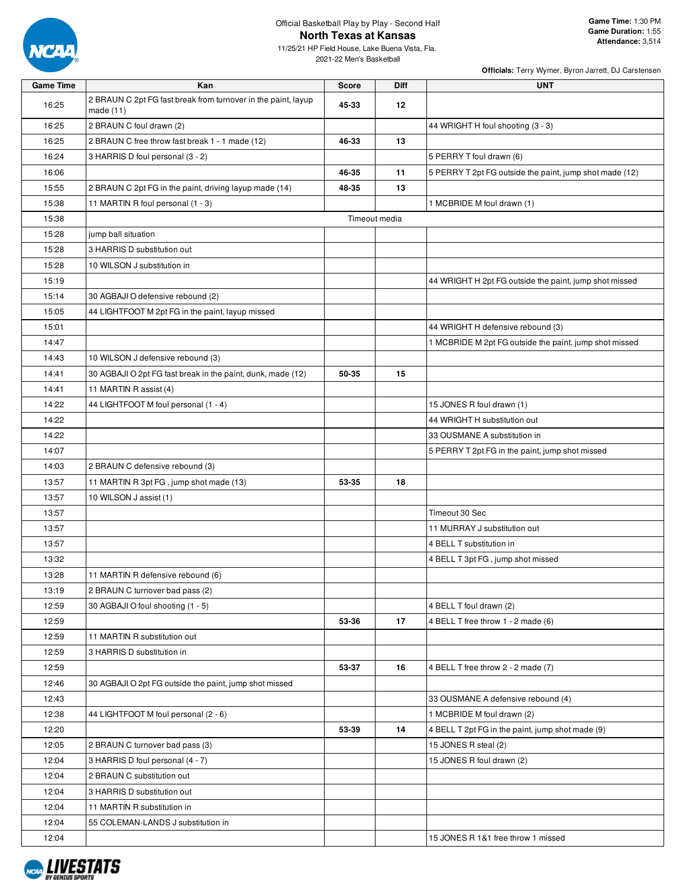Official Basketball Play by Play - Second Half

# North Texas at Kansas

11/25/21 HP Field House, Lake Buena Vista, Fla.
2021-22 Men's Basketball

**Game Time:** 1:30 PM
**Game Duration:** 1:55
**Attendance:** 3,514

**Officials:** Terry Wymer, Byron Jarrett, DJ Carstensen

| Game Time | Kan | Score | Diff | UNT |
|---|---|---|---|---|
| 16:25 | 2 BRAUN C 2pt FG fast break from turnover in the paint, layup made (11) | 45-33 | 12 | |
| 16:25 | 2 BRAUN C foul drawn (2) | | | 44 WRIGHT H foul shooting (3 - 3) |
| 16:25 | 2 BRAUN C free throw fast break 1 - 1 made (12) | 46-33 | 13 | |
| 16:24 | 3 HARRIS D foul personal (3 - 2) | | | 5 PERRY T foul drawn (6) |
| 16:06 | | 46-35 | 11 | 5 PERRY T 2pt FG outside the paint, jump shot made (12) |
| 15:55 | 2 BRAUN C 2pt FG in the paint, driving layup made (14) | 48-35 | 13 | |
| 15:38 | 11 MARTIN R foul personal (1 - 3) | | | 1 MCBRIDE M foul drawn (1) |
| 15:38 | | Timeout media | | |
| 15:28 | jump ball situation | | | |
| 15:28 | 3 HARRIS D substitution out | | | |
| 15:28 | 10 WILSON J substitution in | | | |
| 15:19 | | | | 44 WRIGHT H 2pt FG outside the paint, jump shot missed |
| 15:14 | 30 AGBAJI O defensive rebound (2) | | | |
| 15:05 | 44 LIGHTFOOT M 2pt FG in the paint, layup missed | | | |
| 15:01 | | | | 44 WRIGHT H defensive rebound (3) |
| 14:47 | | | | 1 MCBRIDE M 2pt FG outside the paint, jump shot missed |
| 14:43 | 10 WILSON J defensive rebound (3) | | | |
| 14:41 | 30 AGBAJI O 2pt FG fast break in the paint, dunk, made (12) | 50-35 | 15 | |
| 14:41 | 11 MARTIN R assist (4) | | | |
| 14:22 | 44 LIGHTFOOT M foul personal (1 - 4) | | | 15 JONES R foul drawn (1) |
| 14:22 | | | | 44 WRIGHT H substitution out |
| 14:22 | | | | 33 OUSMANE A substitution in |
| 14:07 | | | | 5 PERRY T 2pt FG in the paint, jump shot missed |
| 14:03 | 2 BRAUN C defensive rebound (3) | | | |
| 13:57 | 11 MARTIN R 3pt FG , jump shot made (13) | 53-35 | 18 | |
| 13:57 | 10 WILSON J assist (1) | | | |
| 13:57 | | | | Timeout 30 Sec |
| 13:57 | | | | 11 MURRAY J substitution out |
| 13:57 | | | | 4 BELL T substitution in |
| 13:32 | | | | 4 BELL T 3pt FG , jump shot missed |
| 13:28 | 11 MARTIN R defensive rebound (6) | | | |
| 13:19 | 2 BRAUN C turnover bad pass (2) | | | |
| 12:59 | 30 AGBAJI O foul shooting (1 - 5) | | | 4 BELL T foul drawn (2) |
| 12:59 | | 53-36 | 17 | 4 BELL T free throw 1 - 2 made (6) |
| 12:59 | 11 MARTIN R substitution out | | | |
| 12:59 | 3 HARRIS D substitution in | | | |
| 12:59 | | 53-37 | 16 | 4 BELL T free throw 2 - 2 made (7) |
| 12:46 | 30 AGBAJI O 2pt FG outside the paint, jump shot missed | | | |
| 12:43 | | | | 33 OUSMANE A defensive rebound (4) |
| 12:38 | 44 LIGHTFOOT M foul personal (2 - 6) | | | 1 MCBRIDE M foul drawn (2) |
| 12:20 | | 53-39 | 14 | 4 BELL T 2pt FG in the paint, jump shot made (9) |
| 12:05 | 2 BRAUN C turnover bad pass (3) | | | 15 JONES R steal (2) |
| 12:04 | 3 HARRIS D foul personal (4 - 7) | | | 15 JONES R foul drawn (2) |
| 12:04 | 2 BRAUN C substitution out | | | |
| 12:04 | 3 HARRIS D substitution out | | | |
| 12:04 | 11 MARTIN R substitution in | | | |
| 12:04 | 55 COLEMAN-LANDS J substitution in | | | |
| 12:04 | | | | 15 JONES R 1&1 free throw 1 missed |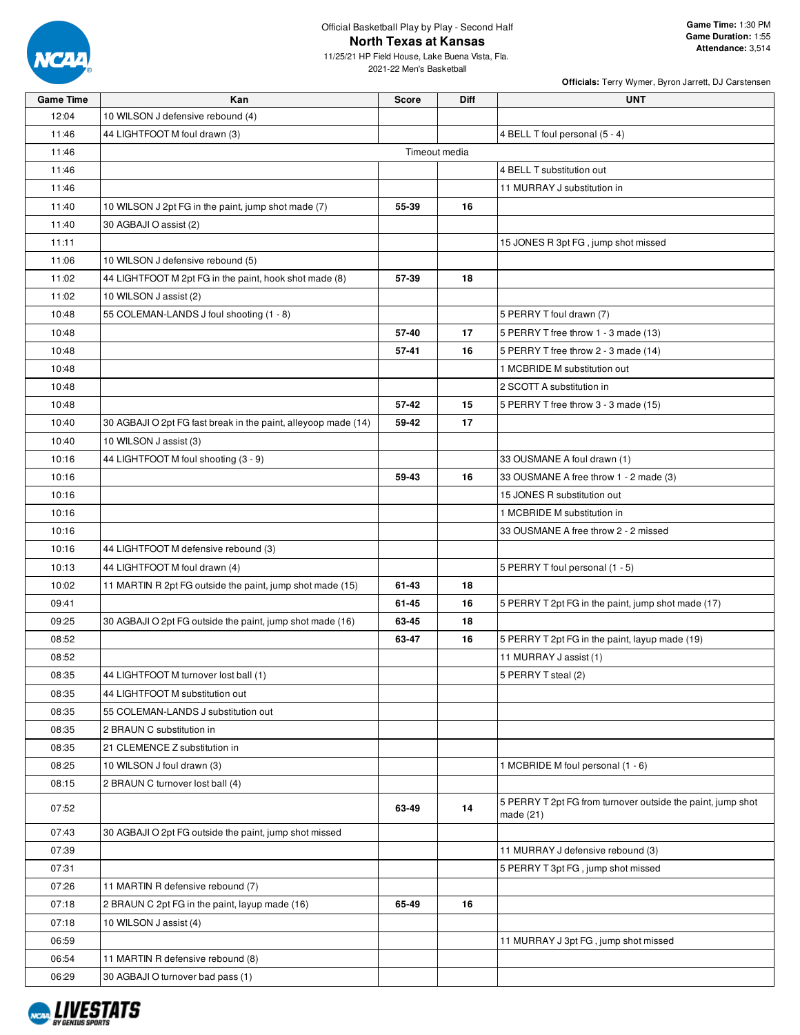Official Basketball Play by Play - Second Half

# North Texas at Kansas

11/25/21 HP Field House, Lake Buena Vista, Fla.
2021-22 Men's Basketball

**Game Time:** 1:30 PM
**Game Duration:** 1:55
**Attendance:** 3,514

**Officials:** Terry Wymer, Byron Jarrett, DJ Carstensen

| Game Time | Kan | Score | Diff | UNT |
|---|---|---|---|---|
| 12:04 | 10 WILSON J defensive rebound (4) | | | |
| 11:46 | 44 LIGHTFOOT M foul drawn (3) | | | 4 BELL T foul personal (5 - 4) |
| 11:46 | Timeout media | | | |
| 11:46 | | | | 4 BELL T substitution out |
| 11:46 | | | | 11 MURRAY J substitution in |
| 11:40 | 10 WILSON J 2pt FG in the paint, jump shot made (7) | 55-39 | 16 | |
| 11:40 | 30 AGBAJI O assist (2) | | | |
| 11:11 | | | | 15 JONES R 3pt FG , jump shot missed |
| 11:06 | 10 WILSON J defensive rebound (5) | | | |
| 11:02 | 44 LIGHTFOOT M 2pt FG in the paint, hook shot made (8) | 57-39 | 18 | |
| 11:02 | 10 WILSON J assist (2) | | | |
| 10:48 | 55 COLEMAN-LANDS J foul shooting (1 - 8) | | | 5 PERRY T foul drawn (7) |
| 10:48 | | 57-40 | 17 | 5 PERRY T free throw 1 - 3 made (13) |
| 10:48 | | 57-41 | 16 | 5 PERRY T free throw 2 - 3 made (14) |
| 10:48 | | | | 1 MCBRIDE M substitution out |
| 10:48 | | | | 2 SCOTT A substitution in |
| 10:48 | | 57-42 | 15 | 5 PERRY T free throw 3 - 3 made (15) |
| 10:40 | 30 AGBAJI O 2pt FG fast break in the paint, alleyoop made (14) | 59-42 | 17 | |
| 10:40 | 10 WILSON J assist (3) | | | |
| 10:16 | 44 LIGHTFOOT M foul shooting (3 - 9) | | | 33 OUSMANE A foul drawn (1) |
| 10:16 | | 59-43 | 16 | 33 OUSMANE A free throw 1 - 2 made (3) |
| 10:16 | | | | 15 JONES R substitution out |
| 10:16 | | | | 1 MCBRIDE M substitution in |
| 10:16 | | | | 33 OUSMANE A free throw 2 - 2 missed |
| 10:16 | 44 LIGHTFOOT M defensive rebound (3) | | | |
| 10:13 | 44 LIGHTFOOT M foul drawn (4) | | | 5 PERRY T foul personal (1 - 5) |
| 10:02 | 11 MARTIN R 2pt FG outside the paint, jump shot made (15) | 61-43 | 18 | |
| 09:41 | | 61-45 | 16 | 5 PERRY T 2pt FG in the paint, jump shot made (17) |
| 09:25 | 30 AGBAJI O 2pt FG outside the paint, jump shot made (16) | 63-45 | 18 | |
| 08:52 | | 63-47 | 16 | 5 PERRY T 2pt FG in the paint, layup made (19) |
| 08:52 | | | | 11 MURRAY J assist (1) |
| 08:35 | 44 LIGHTFOOT M turnover lost ball (1) | | | 5 PERRY T steal (2) |
| 08:35 | 44 LIGHTFOOT M substitution out | | | |
| 08:35 | 55 COLEMAN-LANDS J substitution out | | | |
| 08:35 | 2 BRAUN C substitution in | | | |
| 08:35 | 21 CLEMENCE Z substitution in | | | |
| 08:25 | 10 WILSON J foul drawn (3) | | | 1 MCBRIDE M foul personal (1 - 6) |
| 08:15 | 2 BRAUN C turnover lost ball (4) | | | |
| 07:52 | | 63-49 | 14 | 5 PERRY T 2pt FG from turnover outside the paint, jump shot made (21) |
| 07:43 | 30 AGBAJI O 2pt FG outside the paint, jump shot missed | | | |
| 07:39 | | | | 11 MURRAY J defensive rebound (3) |
| 07:31 | | | | 5 PERRY T 3pt FG , jump shot missed |
| 07:26 | 11 MARTIN R defensive rebound (7) | | | |
| 07:18 | 2 BRAUN C 2pt FG in the paint, layup made (16) | 65-49 | 16 | |
| 07:18 | 10 WILSON J assist (4) | | | |
| 06:59 | | | | 11 MURRAY J 3pt FG , jump shot missed |
| 06:54 | 11 MARTIN R defensive rebound (8) | | | |
| 06:29 | 30 AGBAJI O turnover bad pass (1) | | | |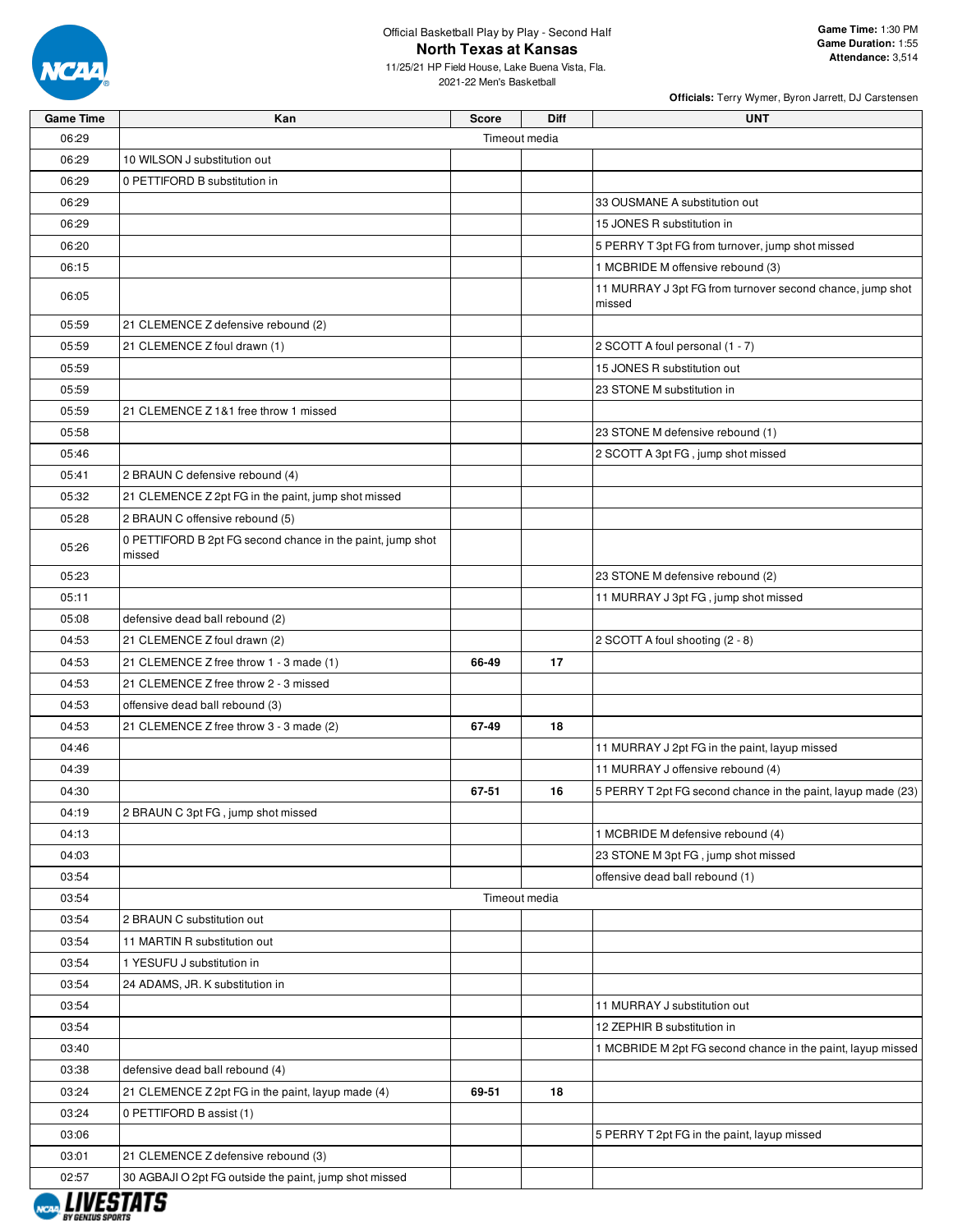Official Basketball Play by Play - Second Half

# North Texas at Kansas

11/25/21 HP Field House, Lake Buena Vista, Fla.
2021-22 Men's Basketball

**Game Time:** 1:30 PM
**Game Duration:** 1:55
**Attendance:** 3,514

**Officials:** Terry Wymer, Byron Jarrett, DJ Carstensen

| Game Time | Kan | Score | Diff | UNT |
|---|---|---|---|---|
| 06:29 | Timeout media | | | |
| 06:29 | 10 WILSON J substitution out | | | |
| 06:29 | 0 PETTIFORD B substitution in | | | |
| 06:29 | | | | 33 OUSMANE A substitution out |
| 06:29 | | | | 15 JONES R substitution in |
| 06:20 | | | | 5 PERRY T 3pt FG from turnover, jump shot missed |
| 06:15 | | | | 1 MCBRIDE M offensive rebound (3) |
| 06:05 | | | | 11 MURRAY J 3pt FG from turnover second chance, jump shot missed |
| 05:59 | 21 CLEMENCE Z defensive rebound (2) | | | |
| 05:59 | 21 CLEMENCE Z foul drawn (1) | | | 2 SCOTT A foul personal (1 - 7) |
| 05:59 | | | | 15 JONES R substitution out |
| 05:59 | | | | 23 STONE M substitution in |
| 05:59 | 21 CLEMENCE Z 1&1 free throw 1 missed | | | |
| 05:58 | | | | 23 STONE M defensive rebound (1) |
| 05:46 | | | | 2 SCOTT A 3pt FG , jump shot missed |
| 05:41 | 2 BRAUN C defensive rebound (4) | | | |
| 05:32 | 21 CLEMENCE Z 2pt FG in the paint, jump shot missed | | | |
| 05:28 | 2 BRAUN C offensive rebound (5) | | | |
| 05:26 | 0 PETTIFORD B 2pt FG second chance in the paint, jump shot missed | | | |
| 05:23 | | | | 23 STONE M defensive rebound (2) |
| 05:11 | | | | 11 MURRAY J 3pt FG , jump shot missed |
| 05:08 | defensive dead ball rebound (2) | | | |
| 04:53 | 21 CLEMENCE Z foul drawn (2) | | | 2 SCOTT A foul shooting (2 - 8) |
| 04:53 | 21 CLEMENCE Z free throw 1 - 3 made (1) | 66-49 | 17 | |
| 04:53 | 21 CLEMENCE Z free throw 2 - 3 missed | | | |
| 04:53 | offensive dead ball rebound (3) | | | |
| 04:53 | 21 CLEMENCE Z free throw 3 - 3 made (2) | 67-49 | 18 | |
| 04:46 | | | | 11 MURRAY J 2pt FG in the paint, layup missed |
| 04:39 | | | | 11 MURRAY J offensive rebound (4) |
| 04:30 | | 67-51 | 16 | 5 PERRY T 2pt FG second chance in the paint, layup made (23) |
| 04:19 | 2 BRAUN C 3pt FG , jump shot missed | | | |
| 04:13 | | | | 1 MCBRIDE M defensive rebound (4) |
| 04:03 | | | | 23 STONE M 3pt FG , jump shot missed |
| 03:54 | | | | offensive dead ball rebound (1) |
| 03:54 | Timeout media | | | |
| 03:54 | 2 BRAUN C substitution out | | | |
| 03:54 | 11 MARTIN R substitution out | | | |
| 03:54 | 1 YESUFU J substitution in | | | |
| 03:54 | 24 ADAMS, JR. K substitution in | | | |
| 03:54 | | | | 11 MURRAY J substitution out |
| 03:54 | | | | 12 ZEPHIR B substitution in |
| 03:40 | | | | 1 MCBRIDE M 2pt FG second chance in the paint, layup missed |
| 03:38 | defensive dead ball rebound (4) | | | |
| 03:24 | 21 CLEMENCE Z 2pt FG in the paint, layup made (4) | 69-51 | 18 | |
| 03:24 | 0 PETTIFORD B assist (1) | | | |
| 03:06 | | | | 5 PERRY T 2pt FG in the paint, layup missed |
| 03:01 | 21 CLEMENCE Z defensive rebound (3) | | | |
| 02:57 | 30 AGBAJI O 2pt FG outside the paint, jump shot missed | | | |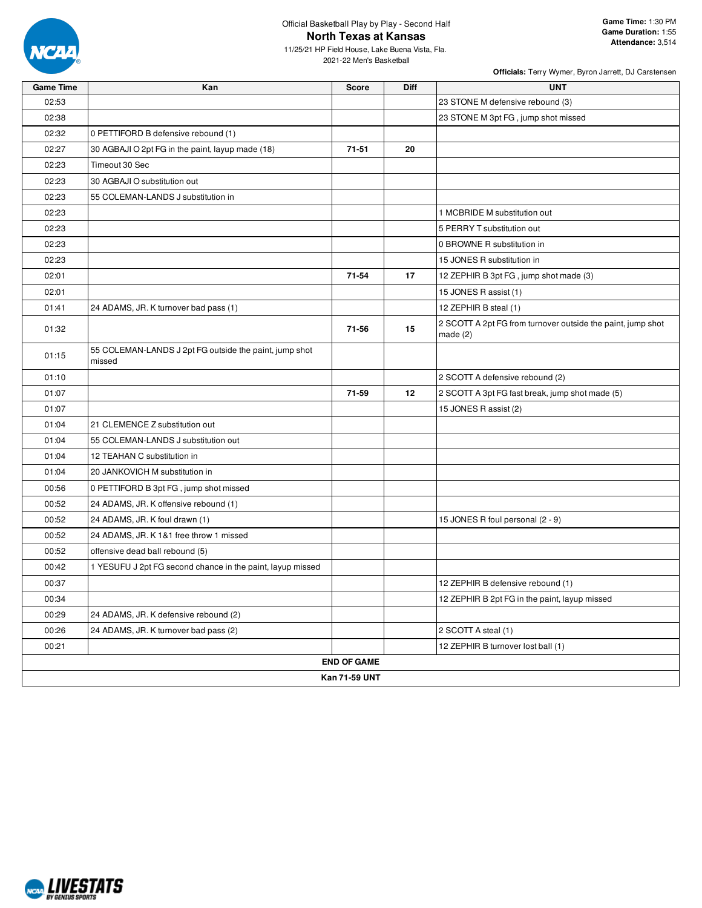Official Basketball Play by Play - Second Half

# North Texas at Kansas

11/25/21 HP Field House, Lake Buena Vista, Fla.
2021-22 Men's Basketball

**Game Time:** 1:30 PM
**Game Duration:** 1:55
**Attendance:** 3,514

**Officials:** Terry Wymer, Byron Jarrett, DJ Carstensen

| Game Time | Kan | Score | Diff | UNT |
|---|---|---|---|---|
| 02:53 | | | | 23 STONE M defensive rebound (3) |
| 02:38 | | | | 23 STONE M 3pt FG , jump shot missed |
| 02:32 | 0 PETTIFORD B defensive rebound (1) | | | |
| 02:27 | 30 AGBAJI O 2pt FG in the paint, layup made (18) | 71-51 | 20 | |
| 02:23 | Timeout 30 Sec | | | |
| 02:23 | 30 AGBAJI O substitution out | | | |
| 02:23 | 55 COLEMAN-LANDS J substitution in | | | |
| 02:23 | | | | 1 MCBRIDE M substitution out |
| 02:23 | | | | 5 PERRY T substitution out |
| 02:23 | | | | 0 BROWNE R substitution in |
| 02:23 | | | | 15 JONES R substitution in |
| 02:01 | | 71-54 | 17 | 12 ZEPHIR B 3pt FG , jump shot made (3) |
| 02:01 | | | | 15 JONES R assist (1) |
| 01:41 | 24 ADAMS, JR. K turnover bad pass (1) | | | 12 ZEPHIR B steal (1) |
| 01:32 | | 71-56 | 15 | 2 SCOTT A 2pt FG from turnover outside the paint, jump shot made (2) |
| 01:15 | 55 COLEMAN-LANDS J 2pt FG outside the paint, jump shot missed | | | |
| 01:10 | | | | 2 SCOTT A defensive rebound (2) |
| 01:07 | | 71-59 | 12 | 2 SCOTT A 3pt FG fast break, jump shot made (5) |
| 01:07 | | | | 15 JONES R assist (2) |
| 01:04 | 21 CLEMENCE Z substitution out | | | |
| 01:04 | 55 COLEMAN-LANDS J substitution out | | | |
| 01:04 | 12 TEAHAN C substitution in | | | |
| 01:04 | 20 JANKOVICH M substitution in | | | |
| 00:56 | 0 PETTIFORD B 3pt FG , jump shot missed | | | |
| 00:52 | 24 ADAMS, JR. K offensive rebound (1) | | | |
| 00:52 | 24 ADAMS, JR. K foul drawn (1) | | | 15 JONES R foul personal (2 - 9) |
| 00:52 | 24 ADAMS, JR. K 1&1 free throw 1 missed | | | |
| 00:52 | offensive dead ball rebound (5) | | | |
| 00:42 | 1 YESUFU J 2pt FG second chance in the paint, layup missed | | | |
| 00:37 | | | | 12 ZEPHIR B defensive rebound (1) |
| 00:34 | | | | 12 ZEPHIR B 2pt FG in the paint, layup missed |
| 00:29 | 24 ADAMS, JR. K defensive rebound (2) | | | |
| 00:26 | 24 ADAMS, JR. K turnover bad pass (2) | | | 2 SCOTT A steal (1) |
| 00:21 | | | | 12 ZEPHIR B turnover lost ball (1) |
| END OF GAME | | | | |
| Kan 71-59 UNT | | | | |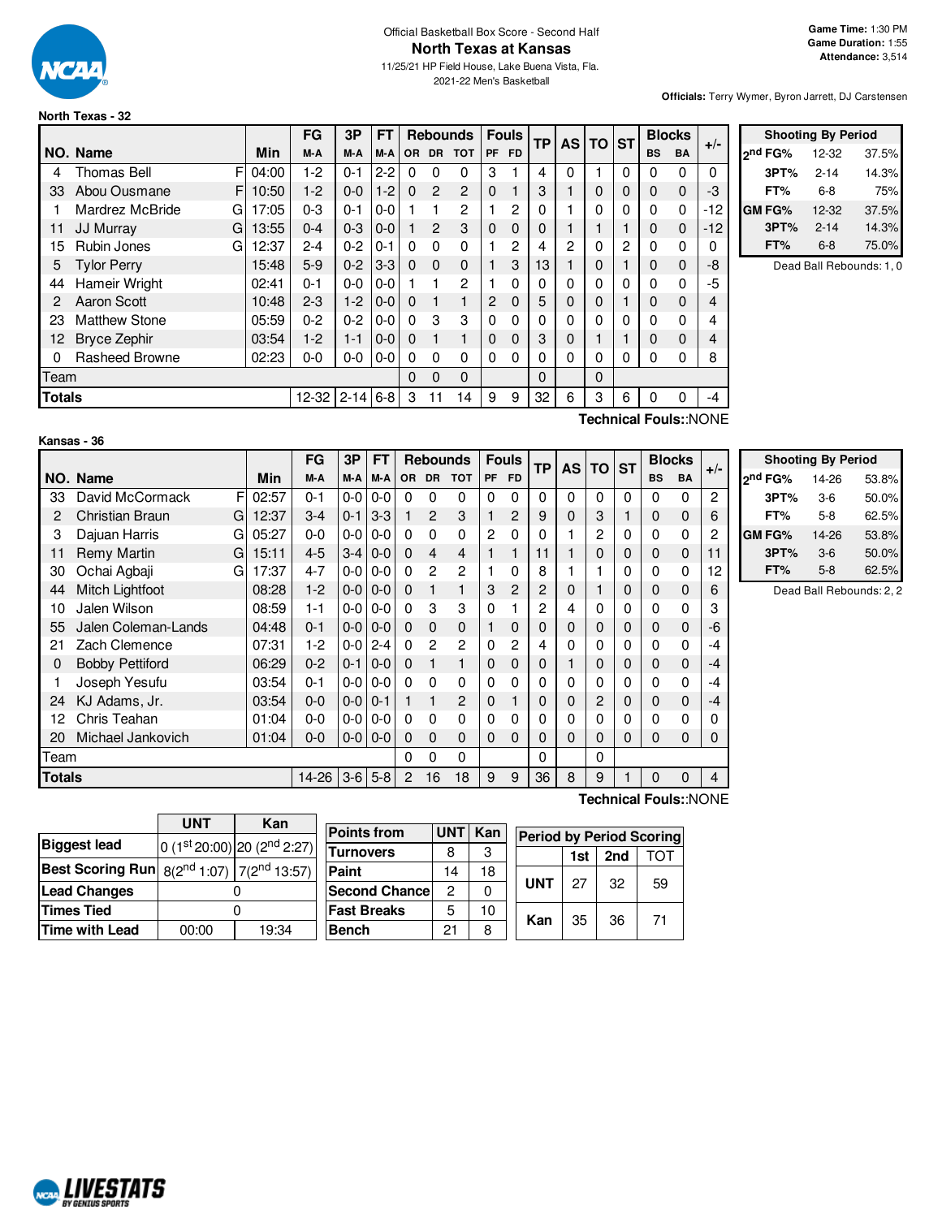Official Basketball Box Score - Second Half

# North Texas at Kansas

11/25/21 HP Field House, Lake Buena Vista, Fla.
2021-22 Men's Basketball

**Game Time:** 1:30 PM
**Game Duration:** 1:55
**Attendance:** 3,514

**Officials:** Terry Wymer, Byron Jarrett, DJ Carstensen

## North Texas - 32

| NO. | Name | | Min | FG M-A | 3P M-A | FT M-A | OR | DR | TOT | PF | FD | TP | AS | TO | ST | BS | BA | +/- |
|---|---|---|---|---|---|---|---|---|---|---|---|---|---|---|---|---|---|---|
| 4 | Thomas Bell | F | 04:00 | 1-2 | 0-1 | 2-2 | 0 | 0 | 0 | 3 | 1 | 4 | 0 | 1 | 0 | 0 | 0 | 0 |
| 33 | Abou Ousmane | F | 10:50 | 1-2 | 0-0 | 1-2 | 0 | 2 | 2 | 0 | 1 | 3 | 1 | 0 | 0 | 0 | 0 | -3 |
| 1 | Mardrez McBride | G | 17:05 | 0-3 | 0-1 | 0-0 | 1 | 1 | 2 | 1 | 2 | 0 | 1 | 0 | 0 | 0 | 0 | -12 |
| 11 | JJ Murray | G | 13:55 | 0-4 | 0-3 | 0-0 | 1 | 2 | 3 | 0 | 0 | 0 | 1 | 1 | 1 | 0 | 0 | -12 |
| 15 | Rubin Jones | G | 12:37 | 2-4 | 0-2 | 0-1 | 0 | 0 | 0 | 1 | 2 | 4 | 2 | 0 | 2 | 0 | 0 | 0 |
| 5 | Tylor Perry | | 15:48 | 5-9 | 0-2 | 3-3 | 0 | 0 | 0 | 1 | 3 | 13 | 1 | 0 | 1 | 0 | 0 | -8 |
| 44 | Hameir Wright | | 02:41 | 0-1 | 0-0 | 0-0 | 1 | 1 | 2 | 1 | 0 | 0 | 0 | 0 | 0 | 0 | 0 | -5 |
| 2 | Aaron Scott | | 10:48 | 2-3 | 1-2 | 0-0 | 0 | 1 | 1 | 2 | 0 | 5 | 0 | 0 | 1 | 0 | 0 | 4 |
| 23 | Matthew Stone | | 05:59 | 0-2 | 0-2 | 0-0 | 0 | 3 | 3 | 0 | 0 | 0 | 0 | 0 | 0 | 0 | 0 | 4 |
| 12 | Bryce Zephir | | 03:54 | 1-2 | 1-1 | 0-0 | 0 | 1 | 1 | 0 | 0 | 3 | 0 | 1 | 1 | 0 | 0 | 4 |
| 0 | Rasheed Browne | | 02:23 | 0-0 | 0-0 | 0-0 | 0 | 0 | 0 | 0 | 0 | 0 | 0 | 0 | 0 | 0 | 0 | 8 |
| | Team | | | | | | 0 | 0 | 0 | | | 0 | | 0 | | | | |
| | **Totals** | | | 12-32 | 2-14 | 6-8 | 3 | 11 | 14 | 9 | 9 | 32 | 6 | 3 | 6 | 0 | 0 | -4 |

Technical Fouls::NONE

| Shooting By Period | | |
|---|---|---|
| 2nd FG% | 12-32 | 37.5% |
| 3PT% | 2-14 | 14.3% |
| FT% | 6-8 | 75% |
| GM FG% | 12-32 | 37.5% |
| 3PT% | 2-14 | 14.3% |
| FT% | 6-8 | 75.0% |

Dead Ball Rebounds: 1, 0

## Kansas - 36

| NO. | Name | | Min | FG M-A | 3P M-A | FT M-A | OR | DR | TOT | PF | FD | TP | AS | TO | ST | BS | BA | +/- |
|---|---|---|---|---|---|---|---|---|---|---|---|---|---|---|---|---|---|---|
| 33 | David McCormack | F | 02:57 | 0-1 | 0-0 | 0-0 | 0 | 0 | 0 | 0 | 0 | 0 | 0 | 0 | 0 | 0 | 0 | 2 |
| 2 | Christian Braun | G | 12:37 | 3-4 | 0-1 | 3-3 | 1 | 2 | 3 | 1 | 2 | 9 | 0 | 3 | 1 | 0 | 0 | 6 |
| 3 | Dajuan Harris | G | 05:27 | 0-0 | 0-0 | 0-0 | 0 | 0 | 0 | 2 | 0 | 0 | 1 | 2 | 0 | 0 | 0 | 2 |
| 11 | Remy Martin | G | 15:11 | 4-5 | 3-4 | 0-0 | 0 | 4 | 4 | 1 | 1 | 11 | 1 | 0 | 0 | 0 | 0 | 11 |
| 30 | Ochai Agbaji | G | 17:37 | 4-7 | 0-0 | 0-0 | 0 | 2 | 2 | 1 | 0 | 8 | 1 | 1 | 0 | 0 | 0 | 12 |
| 44 | Mitch Lightfoot | | 08:28 | 1-2 | 0-0 | 0-0 | 0 | 1 | 1 | 3 | 2 | 2 | 0 | 1 | 0 | 0 | 0 | 6 |
| 10 | Jalen Wilson | | 08:59 | 1-1 | 0-0 | 0-0 | 0 | 3 | 3 | 0 | 1 | 2 | 4 | 0 | 0 | 0 | 0 | 3 |
| 55 | Jalen Coleman-Lands | | 04:48 | 0-1 | 0-0 | 0-0 | 0 | 0 | 0 | 1 | 0 | 0 | 0 | 0 | 0 | 0 | 0 | -6 |
| 21 | Zach Clemence | | 07:31 | 1-2 | 0-0 | 2-4 | 0 | 2 | 2 | 0 | 2 | 4 | 0 | 0 | 0 | 0 | 0 | -4 |
| 0 | Bobby Pettiford | | 06:29 | 0-2 | 0-1 | 0-0 | 0 | 1 | 1 | 0 | 0 | 0 | 1 | 0 | 0 | 0 | 0 | -4 |
| 1 | Joseph Yesufu | | 03:54 | 0-1 | 0-0 | 0-0 | 0 | 0 | 0 | 0 | 0 | 0 | 0 | 0 | 0 | 0 | 0 | -4 |
| 24 | KJ Adams, Jr. | | 03:54 | 0-0 | 0-0 | 0-1 | 1 | 1 | 2 | 0 | 1 | 0 | 0 | 2 | 0 | 0 | 0 | -4 |
| 12 | Chris Teahan | | 01:04 | 0-0 | 0-0 | 0-0 | 0 | 0 | 0 | 0 | 0 | 0 | 0 | 0 | 0 | 0 | 0 | 0 |
| 20 | Michael Jankovich | | 01:04 | 0-0 | 0-0 | 0-0 | 0 | 0 | 0 | 0 | 0 | 0 | 0 | 0 | 0 | 0 | 0 | 0 |
| | Team | | | | | | 0 | 0 | 0 | | | 0 | | 0 | | | | |
| | **Totals** | | | 14-26 | 3-6 | 5-8 | 2 | 16 | 18 | 9 | 9 | 36 | 8 | 9 | 1 | 0 | 0 | 4 |

Technical Fouls::NONE

| Shooting By Period | | |
|---|---|---|
| 2nd FG% | 14-26 | 53.8% |
| 3PT% | 3-6 | 50.0% |
| FT% | 5-8 | 62.5% |
| GM FG% | 14-26 | 53.8% |
| 3PT% | 3-6 | 50.0% |
| FT% | 5-8 | 62.5% |

Dead Ball Rebounds: 2, 2

| | UNT | Kan |
|---|---|---|
| Biggest lead | 0 (1st 20:00) | 20 (2nd 2:27) |
| Best Scoring Run | 8(2nd 1:07) | 7(2nd 13:57) |
| Lead Changes | 0 | |
| Times Tied | 0 | |
| Time with Lead | 00:00 | 19:34 |

| Points from | UNT | Kan |
|---|---|---|
| Turnovers | 8 | 3 |
| Paint | 14 | 18 |
| Second Chance | 2 | 0 |
| Fast Breaks | 5 | 10 |
| Bench | 21 | 8 |

| Period by Period Scoring | 1st | 2nd | TOT |
|---|---|---|---|
| UNT | 27 | 32 | 59 |
| Kan | 35 | 36 | 71 |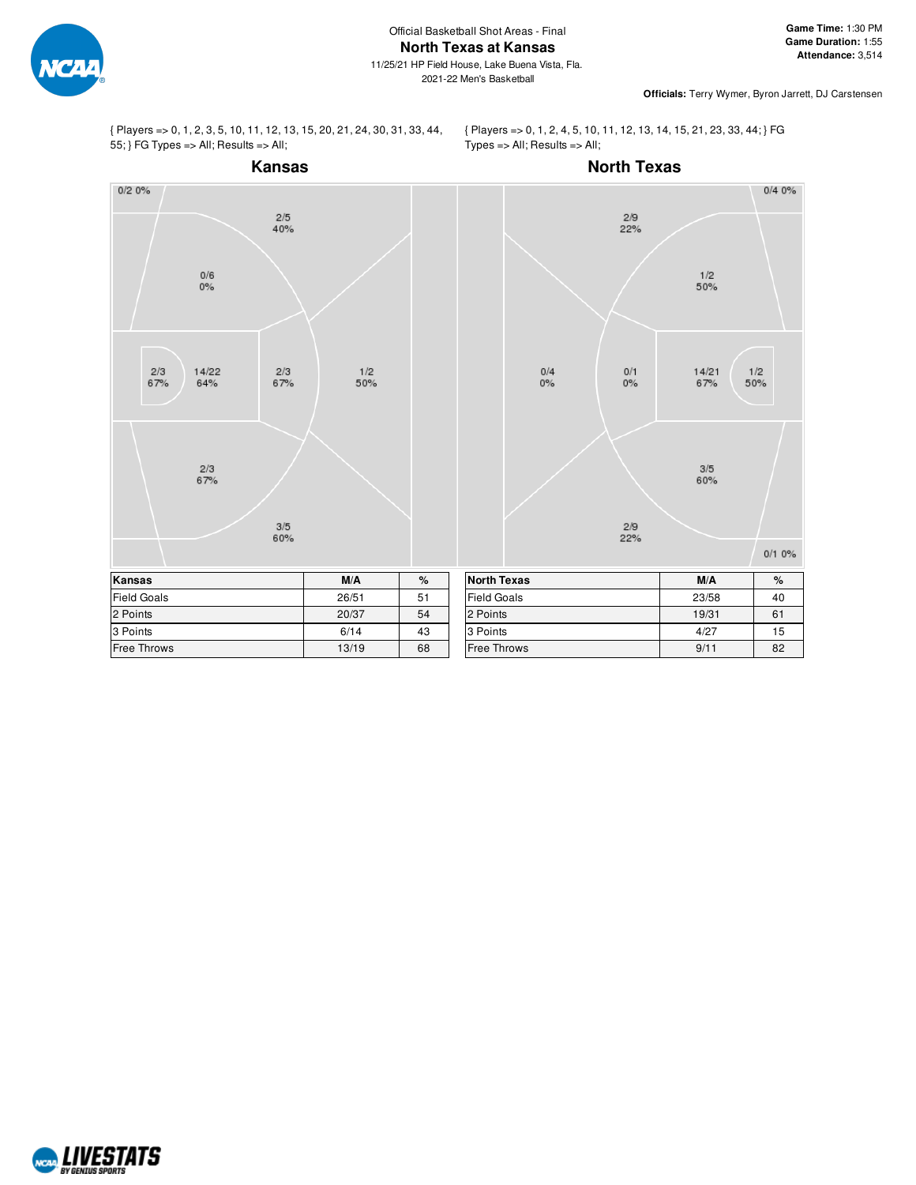Official Basketball Shot Areas - Final

# North Texas at Kansas

11/25/21 HP Field House, Lake Buena Vista, Fla.

2021-22 Men's Basketball

**Game Time:** 1:30 PM
**Game Duration:** 1:55
**Attendance:** 3,514

**Officials:** Terry Wymer, Byron Jarrett, DJ Carstensen

{ Players => 0, 1, 2, 3, 5, 10, 11, 12, 13, 15, 20, 21, 24, 30, 31, 33, 44, 55; } FG Types => All; Results => All;

## Kansas

0/2 0%

2/5 40%

0/6 0%

2/3 67%

14/22 64%

2/3 67%

1/2 50%

2/3 67%

3/5 60%

| Kansas | M/A | % |
|---|---|---|
| Field Goals | 26/51 | 51 |
| 2 Points | 20/37 | 54 |
| 3 Points | 6/14 | 43 |
| Free Throws | 13/19 | 68 |

{ Players => 0, 1, 2, 4, 5, 10, 11, 12, 13, 14, 15, 21, 23, 33, 44; } FG Types => All; Results => All;

## North Texas

0/4 0%

2/9 22%

1/2 50%

0/4 0%

0/1 0%

14/21 67%

1/2 50%

3/5 60%

2/9 22%

0/1 0%

| North Texas | M/A | % |
|---|---|---|
| Field Goals | 23/58 | 40 |
| 2 Points | 19/31 | 61 |
| 3 Points | 4/27 | 15 |
| Free Throws | 9/11 | 82 |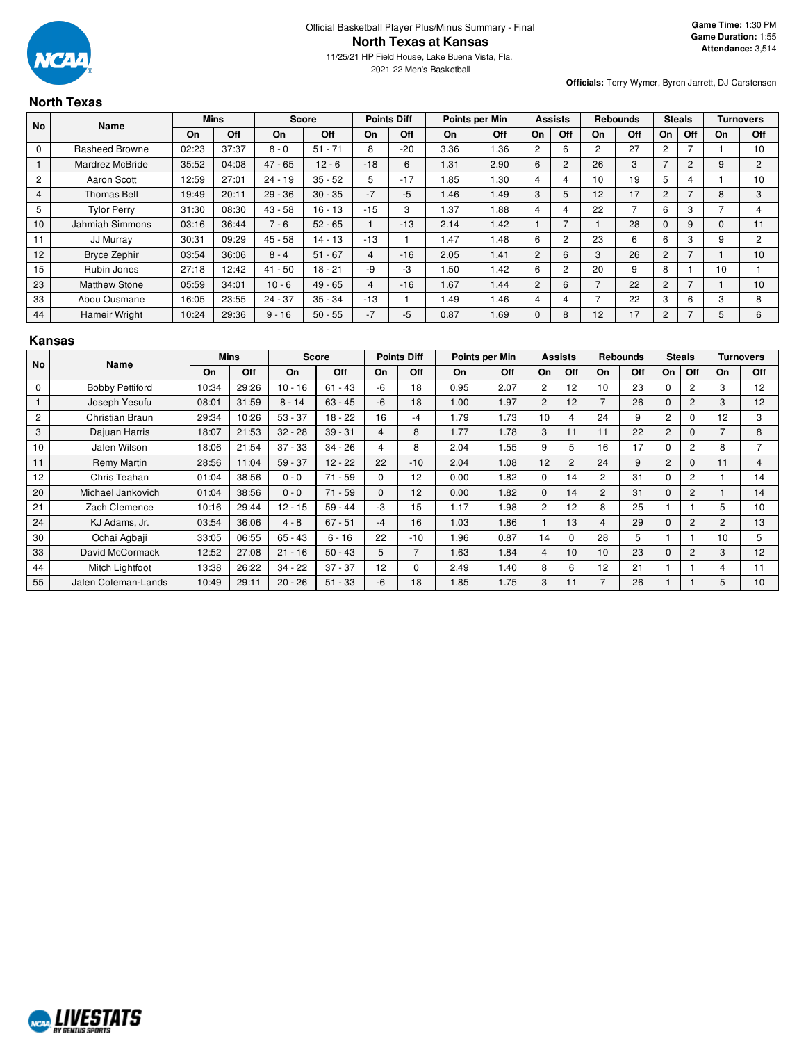Official Basketball Player Plus/Minus Summary - Final

# North Texas at Kansas

11/25/21 HP Field House, Lake Buena Vista, Fla.

2021-22 Men's Basketball

**Game Time:** 1:30 PM
**Game Duration:** 1:55
**Attendance:** 3,514

**Officials:** Terry Wymer, Byron Jarrett, DJ Carstensen

## North Texas

| No | Name | Mins | | Score | | Points Diff | | Points per Min | | Assists | | Rebounds | | Steals | | Turnovers | |
|---|---|---|---|---|---|---|---|---|---|---|---|---|---|---|---|---|---|
| | | On | Off | On | Off | On | Off | On | Off | On | Off | On | Off | On | Off | On | Off |
| 0 | Rasheed Browne | 02:23 | 37:37 | 8 - 0 | 51 - 71 | 8 | -20 | 3.36 | 1.36 | 2 | 6 | 2 | 27 | 2 | 7 | 1 | 10 |
| 1 | Mardrez McBride | 35:52 | 04:08 | 47 - 65 | 12 - 6 | -18 | 6 | 1.31 | 2.90 | 6 | 2 | 26 | 3 | 7 | 2 | 9 | 2 |
| 2 | Aaron Scott | 12:59 | 27:01 | 24 - 19 | 35 - 52 | 5 | -17 | 1.85 | 1.30 | 4 | 4 | 10 | 19 | 5 | 4 | 1 | 10 |
| 4 | Thomas Bell | 19:49 | 20:11 | 29 - 36 | 30 - 35 | -7 | -5 | 1.46 | 1.49 | 3 | 5 | 12 | 17 | 2 | 7 | 8 | 3 |
| 5 | Tylor Perry | 31:30 | 08:30 | 43 - 58 | 16 - 13 | -15 | 3 | 1.37 | 1.88 | 4 | 4 | 22 | 7 | 6 | 3 | 7 | 4 |
| 10 | Jahmiah Simmons | 03:16 | 36:44 | 7 - 6 | 52 - 65 | 1 | -13 | 2.14 | 1.42 | 1 | 7 | 1 | 28 | 0 | 9 | 0 | 11 |
| 11 | JJ Murray | 30:31 | 09:29 | 45 - 58 | 14 - 13 | -13 | 1 | 1.47 | 1.48 | 6 | 2 | 23 | 6 | 6 | 3 | 9 | 2 |
| 12 | Bryce Zephir | 03:54 | 36:06 | 8 - 4 | 51 - 67 | 4 | -16 | 2.05 | 1.41 | 2 | 6 | 3 | 26 | 2 | 7 | 1 | 10 |
| 15 | Rubin Jones | 27:18 | 12:42 | 41 - 50 | 18 - 21 | -9 | -3 | 1.50 | 1.42 | 6 | 2 | 20 | 9 | 8 | 1 | 10 | 1 |
| 23 | Matthew Stone | 05:59 | 34:01 | 10 - 6 | 49 - 65 | 4 | -16 | 1.67 | 1.44 | 2 | 6 | 7 | 22 | 2 | 7 | 1 | 10 |
| 33 | Abou Ousmane | 16:05 | 23:55 | 24 - 37 | 35 - 34 | -13 | 1 | 1.49 | 1.46 | 4 | 4 | 7 | 22 | 3 | 6 | 3 | 8 |
| 44 | Hameir Wright | 10:24 | 29:36 | 9 - 16 | 50 - 55 | -7 | -5 | 0.87 | 1.69 | 0 | 8 | 12 | 17 | 2 | 7 | 5 | 6 |

## Kansas

| No | Name | Mins | | Score | | Points Diff | | Points per Min | | Assists | | Rebounds | | Steals | | Turnovers | |
|---|---|---|---|---|---|---|---|---|---|---|---|---|---|---|---|---|---|
| | | On | Off | On | Off | On | Off | On | Off | On | Off | On | Off | On | Off | On | Off |
| 0 | Bobby Pettiford | 10:34 | 29:26 | 10 - 16 | 61 - 43 | -6 | 18 | 0.95 | 2.07 | 2 | 12 | 10 | 23 | 0 | 2 | 3 | 12 |
| 1 | Joseph Yesufu | 08:01 | 31:59 | 8 - 14 | 63 - 45 | -6 | 18 | 1.00 | 1.97 | 2 | 12 | 7 | 26 | 0 | 2 | 3 | 12 |
| 2 | Christian Braun | 29:34 | 10:26 | 53 - 37 | 18 - 22 | 16 | -4 | 1.79 | 1.73 | 10 | 4 | 24 | 9 | 2 | 0 | 12 | 3 |
| 3 | Dajuan Harris | 18:07 | 21:53 | 32 - 28 | 39 - 31 | 4 | 8 | 1.77 | 1.78 | 3 | 11 | 11 | 22 | 2 | 0 | 7 | 8 |
| 10 | Jalen Wilson | 18:06 | 21:54 | 37 - 33 | 34 - 26 | 4 | 8 | 2.04 | 1.55 | 9 | 5 | 16 | 17 | 0 | 2 | 8 | 7 |
| 11 | Remy Martin | 28:56 | 11:04 | 59 - 37 | 12 - 22 | 22 | -10 | 2.04 | 1.08 | 12 | 2 | 24 | 9 | 2 | 0 | 11 | 4 |
| 12 | Chris Teahan | 01:04 | 38:56 | 0 - 0 | 71 - 59 | 0 | 12 | 0.00 | 1.82 | 0 | 14 | 2 | 31 | 0 | 2 | 1 | 14 |
| 20 | Michael Jankovich | 01:04 | 38:56 | 0 - 0 | 71 - 59 | 0 | 12 | 0.00 | 1.82 | 0 | 14 | 2 | 31 | 0 | 2 | 1 | 14 |
| 21 | Zach Clemence | 10:16 | 29:44 | 12 - 15 | 59 - 44 | -3 | 15 | 1.17 | 1.98 | 2 | 12 | 8 | 25 | 1 | 1 | 5 | 10 |
| 24 | KJ Adams, Jr. | 03:54 | 36:06 | 4 - 8 | 67 - 51 | -4 | 16 | 1.03 | 1.86 | 1 | 13 | 4 | 29 | 0 | 2 | 2 | 13 |
| 30 | Ochai Agbaji | 33:05 | 06:55 | 65 - 43 | 6 - 16 | 22 | -10 | 1.96 | 0.87 | 14 | 0 | 28 | 5 | 1 | 1 | 10 | 5 |
| 33 | David McCormack | 12:52 | 27:08 | 21 - 16 | 50 - 43 | 5 | 7 | 1.63 | 1.84 | 4 | 10 | 10 | 23 | 0 | 2 | 3 | 12 |
| 44 | Mitch Lightfoot | 13:38 | 26:22 | 34 - 22 | 37 - 37 | 12 | 0 | 2.49 | 1.40 | 8 | 6 | 12 | 21 | 1 | 1 | 4 | 11 |
| 55 | Jalen Coleman-Lands | 10:49 | 29:11 | 20 - 26 | 51 - 33 | -6 | 18 | 1.85 | 1.75 | 3 | 11 | 7 | 26 | 1 | 1 | 5 | 10 |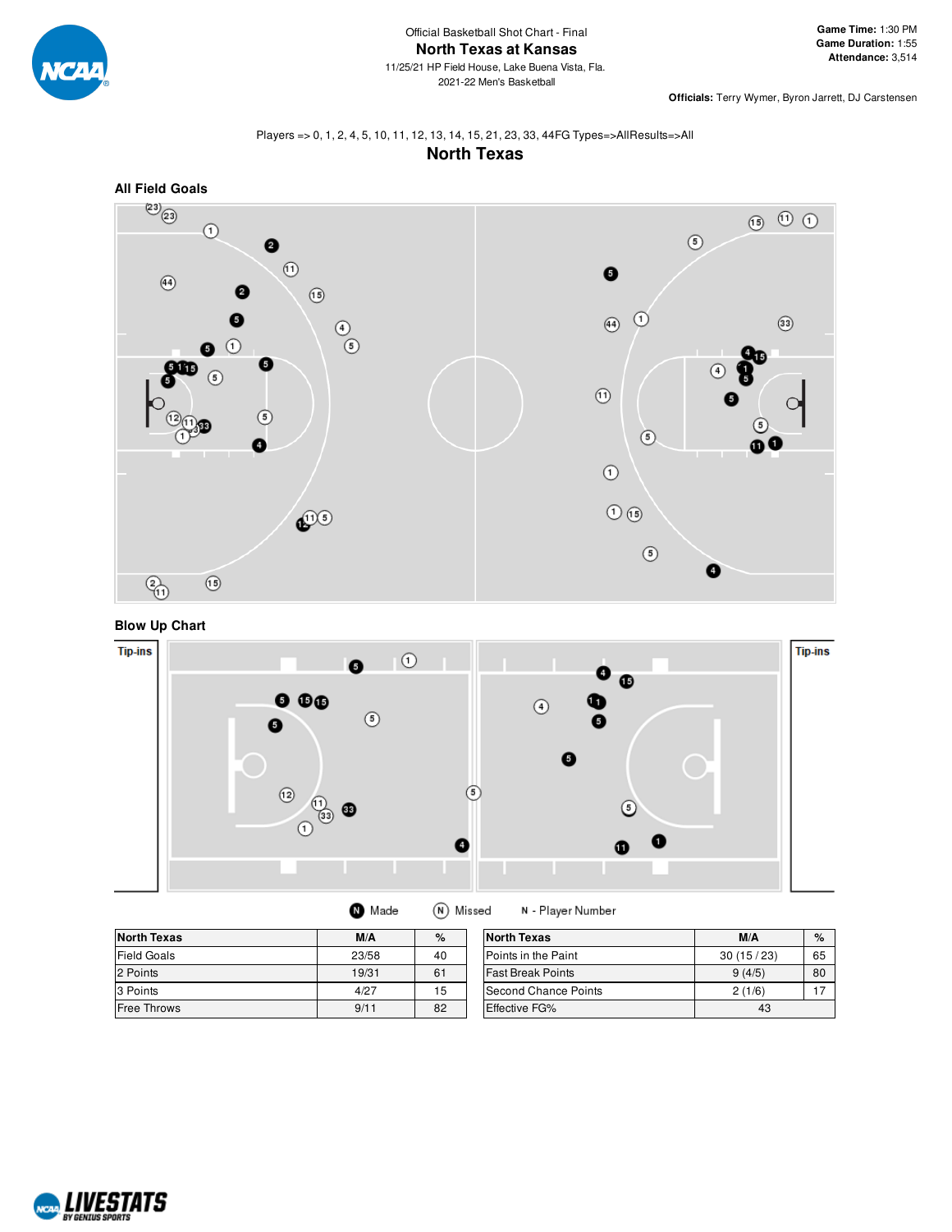Official Basketball Shot Chart - Final

# North Texas at Kansas

11/25/21 HP Field House, Lake Buena Vista, Fla.
2021-22 Men's Basketball

**Game Time:** 1:30 PM
**Game Duration:** 1:55
**Attendance:** 3,514

**Officials:** Terry Wymer, Byron Jarrett, DJ Carstensen

Players => 0, 1, 2, 4, 5, 10, 11, 12, 13, 14, 15, 21, 23, 33, 44FG Types=>AllResults=>All

## North Texas

### All Field Goals

### Blow Up Chart

Tip-ins

Tip-ins

Made  Missed  N - Player Number

| North Texas | M/A | % |
|---|---|---|
| Field Goals | 23/58 | 40 |
| 2 Points | 19/31 | 61 |
| 3 Points | 4/27 | 15 |
| Free Throws | 9/11 | 82 |

| North Texas | M/A | % |
|---|---|---|
| Points in the Paint | 30 (15 / 23) | 65 |
| Fast Break Points | 9 (4/5) | 80 |
| Second Chance Points | 2 (1/6) | 17 |
| Effective FG% | 43 | |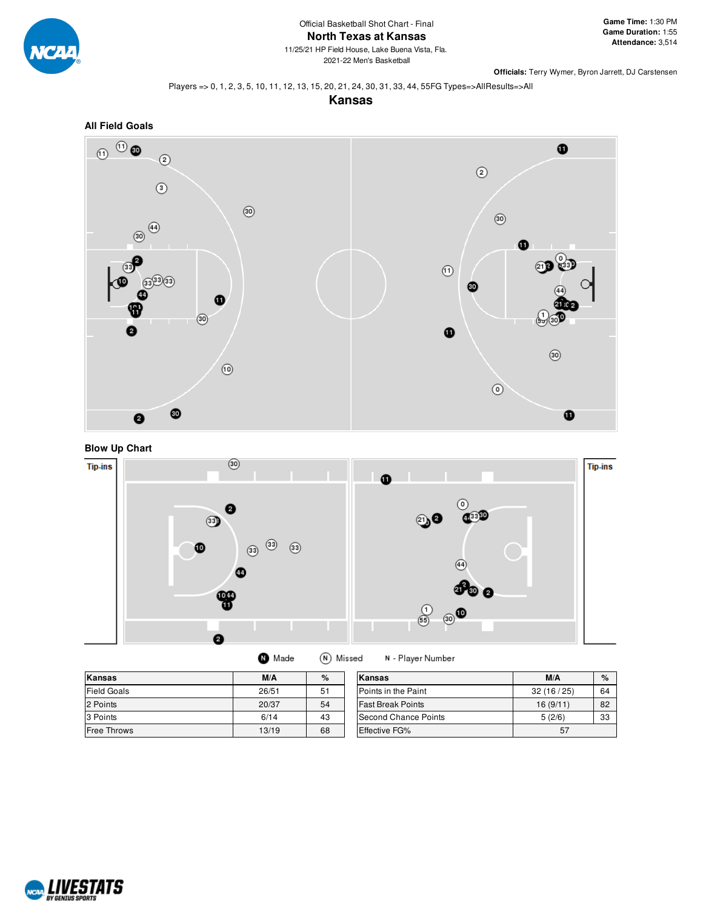Official Basketball Shot Chart - Final

# North Texas at Kansas

11/25/21 HP Field House, Lake Buena Vista, Fla.
2021-22 Men's Basketball

**Game Time:** 1:30 PM
**Game Duration:** 1:55
**Attendance:** 3,514

**Officials:** Terry Wymer, Byron Jarrett, DJ Carstensen

Players => 0, 1, 2, 3, 5, 10, 11, 12, 13, 15, 20, 21, 24, 30, 31, 33, 44, 55FG Types=>AllResults=>All

## Kansas

### All Field Goals

### Blow Up Chart

Tip-ins

Tip-ins

N Made  N Missed  N - Player Number

| Kansas | M/A | % |
|---|---|---|
| Field Goals | 26/51 | 51 |
| 2 Points | 20/37 | 54 |
| 3 Points | 6/14 | 43 |
| Free Throws | 13/19 | 68 |

| Kansas | M/A | % |
|---|---|---|
| Points in the Paint | 32 (16 / 25) | 64 |
| Fast Break Points | 16 (9/11) | 82 |
| Second Chance Points | 5 (2/6) | 33 |
| Effective FG% | 57 | |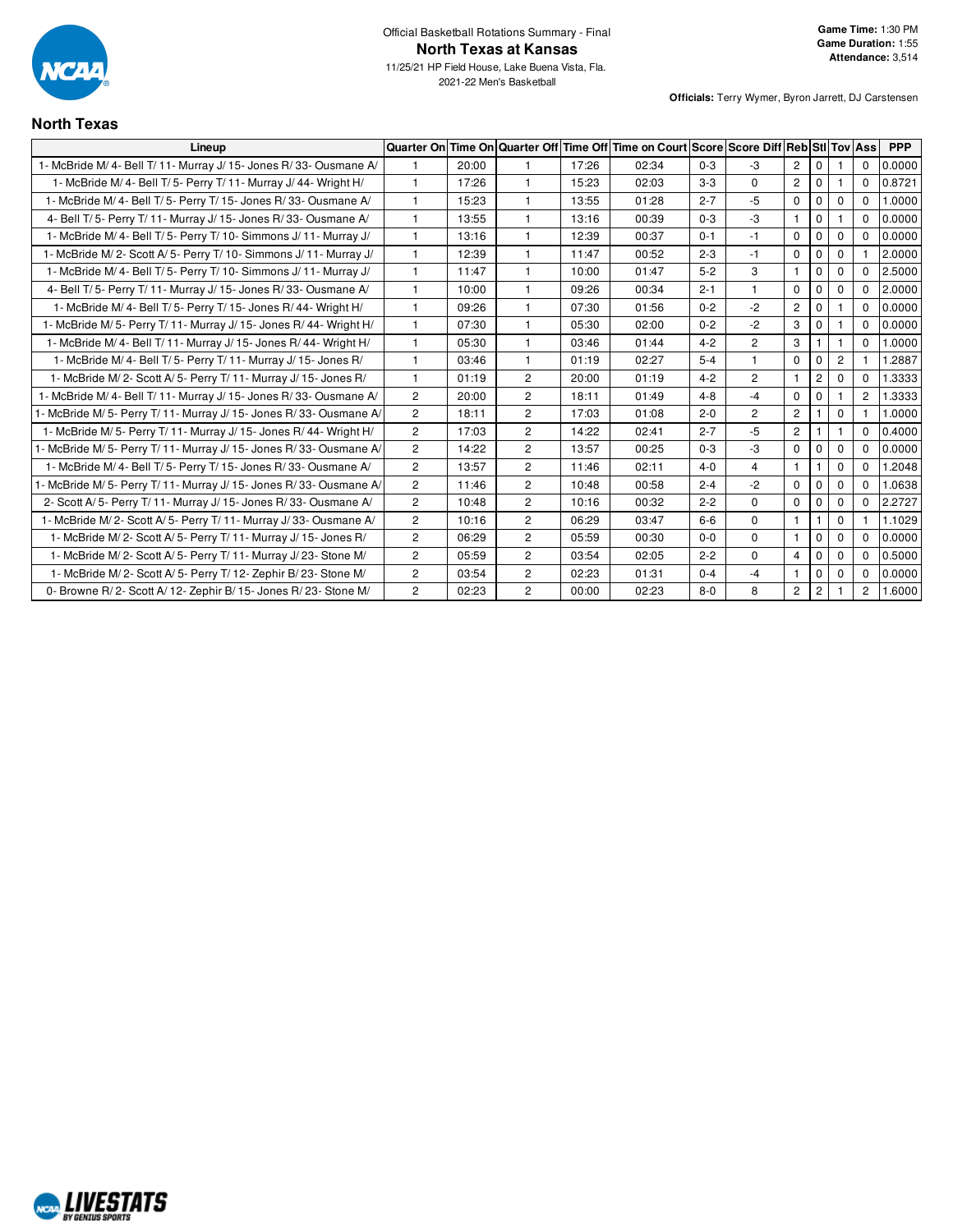Official Basketball Rotations Summary - Final

# North Texas at Kansas

11/25/21 HP Field House, Lake Buena Vista, Fla.
2021-22 Men's Basketball

**Game Time:** 1:30 PM
**Game Duration:** 1:55
**Attendance:** 3,514

**Officials:** Terry Wymer, Byron Jarrett, DJ Carstensen

## North Texas

| Lineup | Quarter On | Time On | Quarter Off | Time Off | Time on Court | Score | Score Diff | Reb | Stl | Tov | Ass | PPP |
|---|---|---|---|---|---|---|---|---|---|---|---|---|
| 1- McBride M/ 4- Bell T/ 11- Murray J/ 15- Jones R/ 33- Ousmane A/ | 1 | 20:00 | 1 | 17:26 | 02:34 | 0-3 | -3 | 2 | 0 | 1 | 0 | 0.0000 |
| 1- McBride M/ 4- Bell T/ 5- Perry T/ 11- Murray J/ 44- Wright H/ | 1 | 17:26 | 1 | 15:23 | 02:03 | 3-3 | 0 | 2 | 0 | 1 | 0 | 0.8721 |
| 1- McBride M/ 4- Bell T/ 5- Perry T/ 15- Jones R/ 33- Ousmane A/ | 1 | 15:23 | 1 | 13:55 | 01:28 | 2-7 | -5 | 0 | 0 | 0 | 0 | 1.0000 |
| 4- Bell T/ 5- Perry T/ 11- Murray J/ 15- Jones R/ 33- Ousmane A/ | 1 | 13:55 | 1 | 13:16 | 00:39 | 0-3 | -3 | 1 | 0 | 1 | 0 | 0.0000 |
| 1- McBride M/ 4- Bell T/ 5- Perry T/ 10- Simmons J/ 11- Murray J/ | 1 | 13:16 | 1 | 12:39 | 00:37 | 0-1 | -1 | 0 | 0 | 0 | 0 | 0.0000 |
| 1- McBride M/ 2- Scott A/ 5- Perry T/ 10- Simmons J/ 11- Murray J/ | 1 | 12:39 | 1 | 11:47 | 00:52 | 2-3 | -1 | 0 | 0 | 0 | 1 | 2.0000 |
| 1- McBride M/ 4- Bell T/ 5- Perry T/ 10- Simmons J/ 11- Murray J/ | 1 | 11:47 | 1 | 10:00 | 01:47 | 5-2 | 3 | 1 | 0 | 0 | 0 | 2.5000 |
| 4- Bell T/ 5- Perry T/ 11- Murray J/ 15- Jones R/ 33- Ousmane A/ | 1 | 10:00 | 1 | 09:26 | 00:34 | 2-1 | 1 | 0 | 0 | 0 | 0 | 2.0000 |
| 1- McBride M/ 4- Bell T/ 5- Perry T/ 15- Jones R/ 44- Wright H/ | 1 | 09:26 | 1 | 07:30 | 01:56 | 0-2 | -2 | 2 | 0 | 1 | 0 | 0.0000 |
| 1- McBride M/ 5- Perry T/ 11- Murray J/ 15- Jones R/ 44- Wright H/ | 1 | 07:30 | 1 | 05:30 | 02:00 | 0-2 | -2 | 3 | 0 | 1 | 0 | 0.0000 |
| 1- McBride M/ 4- Bell T/ 11- Murray J/ 15- Jones R/ 44- Wright H/ | 1 | 05:30 | 1 | 03:46 | 01:44 | 4-2 | 2 | 3 | 1 | 1 | 0 | 1.0000 |
| 1- McBride M/ 4- Bell T/ 5- Perry T/ 11- Murray J/ 15- Jones R/ | 1 | 03:46 | 1 | 01:19 | 02:27 | 5-4 | 1 | 0 | 0 | 2 | 1 | 1.2887 |
| 1- McBride M/ 2- Scott A/ 5- Perry T/ 11- Murray J/ 15- Jones R/ | 1 | 01:19 | 2 | 20:00 | 01:19 | 4-2 | 2 | 1 | 2 | 0 | 0 | 1.3333 |
| 1- McBride M/ 4- Bell T/ 11- Murray J/ 15- Jones R/ 33- Ousmane A/ | 2 | 20:00 | 2 | 18:11 | 01:49 | 4-8 | -4 | 0 | 0 | 1 | 2 | 1.3333 |
| 1- McBride M/ 5- Perry T/ 11- Murray J/ 15- Jones R/ 33- Ousmane A/ | 2 | 18:11 | 2 | 17:03 | 01:08 | 2-0 | 2 | 2 | 1 | 0 | 1 | 1.0000 |
| 1- McBride M/ 5- Perry T/ 11- Murray J/ 15- Jones R/ 44- Wright H/ | 2 | 17:03 | 2 | 14:22 | 02:41 | 2-7 | -5 | 2 | 1 | 1 | 0 | 0.4000 |
| 1- McBride M/ 5- Perry T/ 11- Murray J/ 15- Jones R/ 33- Ousmane A/ | 2 | 14:22 | 2 | 13:57 | 00:25 | 0-3 | -3 | 0 | 0 | 0 | 0 | 0.0000 |
| 1- McBride M/ 4- Bell T/ 5- Perry T/ 15- Jones R/ 33- Ousmane A/ | 2 | 13:57 | 2 | 11:46 | 02:11 | 4-0 | 4 | 1 | 1 | 0 | 0 | 1.2048 |
| 1- McBride M/ 5- Perry T/ 11- Murray J/ 15- Jones R/ 33- Ousmane A/ | 2 | 11:46 | 2 | 10:48 | 00:58 | 2-4 | -2 | 0 | 0 | 0 | 0 | 1.0638 |
| 2- Scott A/ 5- Perry T/ 11- Murray J/ 15- Jones R/ 33- Ousmane A/ | 2 | 10:48 | 2 | 10:16 | 00:32 | 2-2 | 0 | 0 | 0 | 0 | 0 | 2.2727 |
| 1- McBride M/ 2- Scott A/ 5- Perry T/ 11- Murray J/ 33- Ousmane A/ | 2 | 10:16 | 2 | 06:29 | 03:47 | 6-6 | 0 | 1 | 1 | 0 | 1 | 1.1029 |
| 1- McBride M/ 2- Scott A/ 5- Perry T/ 11- Murray J/ 15- Jones R/ | 2 | 06:29 | 2 | 05:59 | 00:30 | 0-0 | 0 | 1 | 0 | 0 | 0 | 0.0000 |
| 1- McBride M/ 2- Scott A/ 5- Perry T/ 11- Murray J/ 23- Stone M/ | 2 | 05:59 | 2 | 03:54 | 02:05 | 2-2 | 0 | 4 | 0 | 0 | 0 | 0.5000 |
| 1- McBride M/ 2- Scott A/ 5- Perry T/ 12- Zephir B/ 23- Stone M/ | 2 | 03:54 | 2 | 02:23 | 01:31 | 0-4 | -4 | 1 | 0 | 0 | 0 | 0.0000 |
| 0- Browne R/ 2- Scott A/ 12- Zephir B/ 15- Jones R/ 23- Stone M/ | 2 | 02:23 | 2 | 00:00 | 02:23 | 8-0 | 8 | 2 | 2 | 1 | 2 | 1.6000 |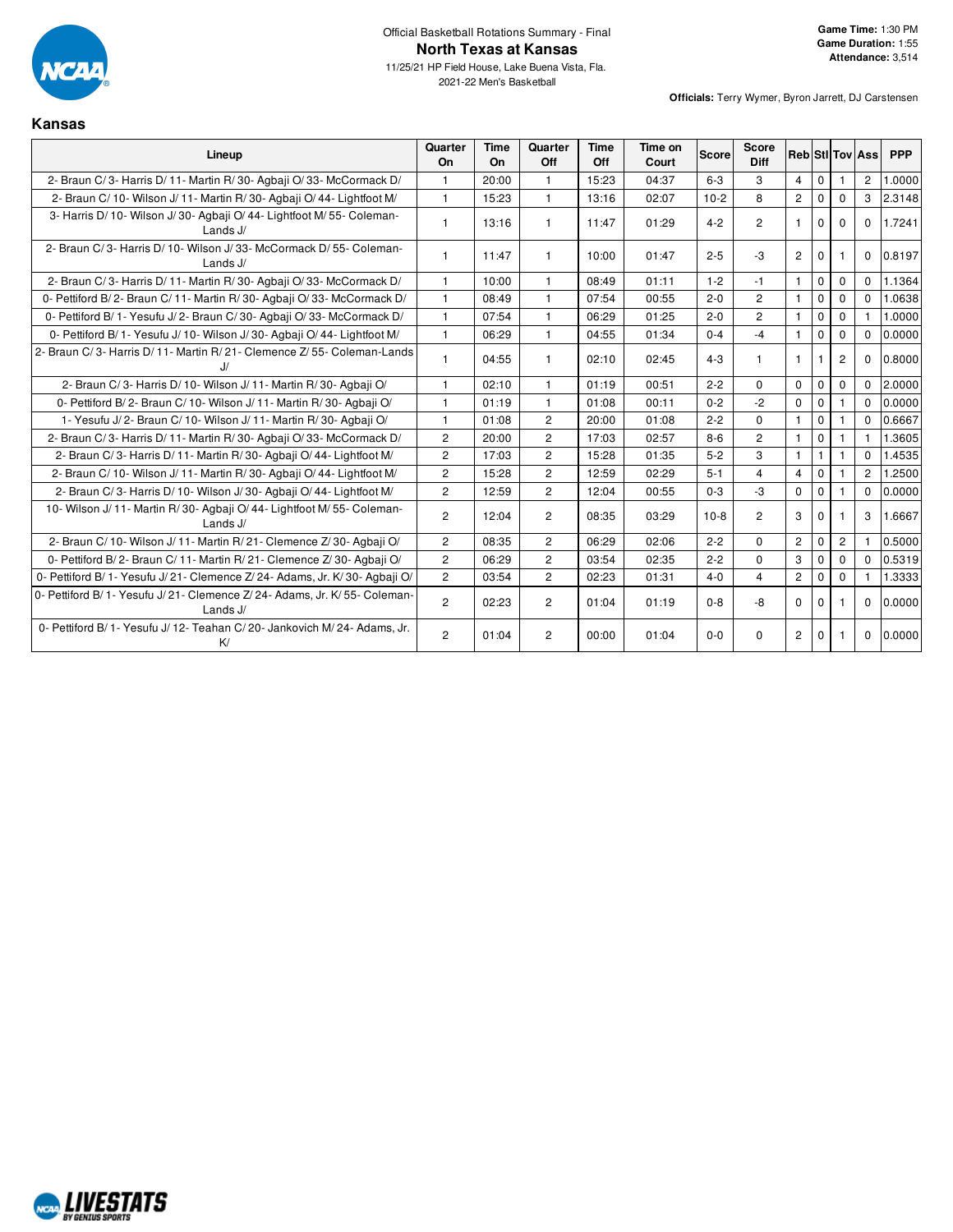Official Basketball Rotations Summary - Final

# North Texas at Kansas

11/25/21 HP Field House, Lake Buena Vista, Fla.
2021-22 Men's Basketball

**Game Time:** 1:30 PM
**Game Duration:** 1:55
**Attendance:** 3,514

**Officials:** Terry Wymer, Byron Jarrett, DJ Carstensen

## Kansas

| Lineup | Quarter On | Time On | Quarter Off | Time Off | Time on Court | Score | Score Diff | Reb | Stl | Tov | Ass | PPP |
|---|---|---|---|---|---|---|---|---|---|---|---|---|
| 2- Braun C/ 3- Harris D/ 11- Martin R/ 30- Agbaji O/ 33- McCormack D/ | 1 | 20:00 | 1 | 15:23 | 04:37 | 6-3 | 3 | 4 | 0 | 1 | 2 | 1.0000 |
| 2- Braun C/ 10- Wilson J/ 11- Martin R/ 30- Agbaji O/ 44- Lightfoot M/ | 1 | 15:23 | 1 | 13:16 | 02:07 | 10-2 | 8 | 2 | 0 | 0 | 3 | 2.3148 |
| 3- Harris D/ 10- Wilson J/ 30- Agbaji O/ 44- Lightfoot M/ 55- Coleman-Lands J/ | 1 | 13:16 | 1 | 11:47 | 01:29 | 4-2 | 2 | 1 | 0 | 0 | 0 | 1.7241 |
| 2- Braun C/ 3- Harris D/ 10- Wilson J/ 33- McCormack D/ 55- Coleman-Lands J/ | 1 | 11:47 | 1 | 10:00 | 01:47 | 2-5 | -3 | 2 | 0 | 1 | 0 | 0.8197 |
| 2- Braun C/ 3- Harris D/ 11- Martin R/ 30- Agbaji O/ 33- McCormack D/ | 1 | 10:00 | 1 | 08:49 | 01:11 | 1-2 | -1 | 1 | 0 | 0 | 0 | 1.1364 |
| 0- Pettiford B/ 2- Braun C/ 11- Martin R/ 30- Agbaji O/ 33- McCormack D/ | 1 | 08:49 | 1 | 07:54 | 00:55 | 2-0 | 2 | 1 | 0 | 0 | 0 | 1.0638 |
| 0- Pettiford B/ 1- Yesufu J/ 2- Braun C/ 30- Agbaji O/ 33- McCormack D/ | 1 | 07:54 | 1 | 06:29 | 01:25 | 2-0 | 2 | 1 | 0 | 0 | 1 | 1.0000 |
| 0- Pettiford B/ 1- Yesufu J/ 10- Wilson J/ 30- Agbaji O/ 44- Lightfoot M/ | 1 | 06:29 | 1 | 04:55 | 01:34 | 0-4 | -4 | 1 | 0 | 0 | 0 | 0.0000 |
| 2- Braun C/ 3- Harris D/ 11- Martin R/ 21- Clemence Z/ 55- Coleman-Lands J/ | 1 | 04:55 | 1 | 02:10 | 02:45 | 4-3 | 1 | 1 | 1 | 2 | 0 | 0.8000 |
| 2- Braun C/ 3- Harris D/ 10- Wilson J/ 11- Martin R/ 30- Agbaji O/ | 1 | 02:10 | 1 | 01:19 | 00:51 | 2-2 | 0 | 0 | 0 | 0 | 0 | 2.0000 |
| 0- Pettiford B/ 2- Braun C/ 10- Wilson J/ 11- Martin R/ 30- Agbaji O/ | 1 | 01:19 | 1 | 01:08 | 00:11 | 0-2 | -2 | 0 | 0 | 1 | 0 | 0.0000 |
| 1- Yesufu J/ 2- Braun C/ 10- Wilson J/ 11- Martin R/ 30- Agbaji O/ | 1 | 01:08 | 2 | 20:00 | 01:08 | 2-2 | 0 | 1 | 0 | 1 | 0 | 0.6667 |
| 2- Braun C/ 3- Harris D/ 11- Martin R/ 30- Agbaji O/ 33- McCormack D/ | 2 | 20:00 | 2 | 17:03 | 02:57 | 8-6 | 2 | 1 | 0 | 1 | 1 | 1.3605 |
| 2- Braun C/ 3- Harris D/ 11- Martin R/ 30- Agbaji O/ 44- Lightfoot M/ | 2 | 17:03 | 2 | 15:28 | 01:35 | 5-2 | 3 | 1 | 1 | 1 | 0 | 1.4535 |
| 2- Braun C/ 10- Wilson J/ 11- Martin R/ 30- Agbaji O/ 44- Lightfoot M/ | 2 | 15:28 | 2 | 12:59 | 02:29 | 5-1 | 4 | 4 | 0 | 1 | 2 | 1.2500 |
| 2- Braun C/ 3- Harris D/ 10- Wilson J/ 30- Agbaji O/ 44- Lightfoot M/ | 2 | 12:59 | 2 | 12:04 | 00:55 | 0-3 | -3 | 0 | 0 | 1 | 0 | 0.0000 |
| 10- Wilson J/ 11- Martin R/ 30- Agbaji O/ 44- Lightfoot M/ 55- Coleman-Lands J/ | 2 | 12:04 | 2 | 08:35 | 03:29 | 10-8 | 2 | 3 | 0 | 1 | 3 | 1.6667 |
| 2- Braun C/ 10- Wilson J/ 11- Martin R/ 21- Clemence Z/ 30- Agbaji O/ | 2 | 08:35 | 2 | 06:29 | 02:06 | 2-2 | 0 | 2 | 0 | 2 | 1 | 0.5000 |
| 0- Pettiford B/ 2- Braun C/ 11- Martin R/ 21- Clemence Z/ 30- Agbaji O/ | 2 | 06:29 | 2 | 03:54 | 02:35 | 2-2 | 0 | 3 | 0 | 0 | 0 | 0.5319 |
| 0- Pettiford B/ 1- Yesufu J/ 21- Clemence Z/ 24- Adams, Jr. K/ 30- Agbaji O/ | 2 | 03:54 | 2 | 02:23 | 01:31 | 4-0 | 4 | 2 | 0 | 0 | 1 | 1.3333 |
| 0- Pettiford B/ 1- Yesufu J/ 21- Clemence Z/ 24- Adams, Jr. K/ 55- Coleman-Lands J/ | 2 | 02:23 | 2 | 01:04 | 01:19 | 0-8 | -8 | 0 | 0 | 1 | 0 | 0.0000 |
| 0- Pettiford B/ 1- Yesufu J/ 12- Teahan C/ 20- Jankovich M/ 24- Adams, Jr. K/ | 2 | 01:04 | 2 | 00:00 | 01:04 | 0-0 | 0 | 2 | 0 | 1 | 0 | 0.0000 |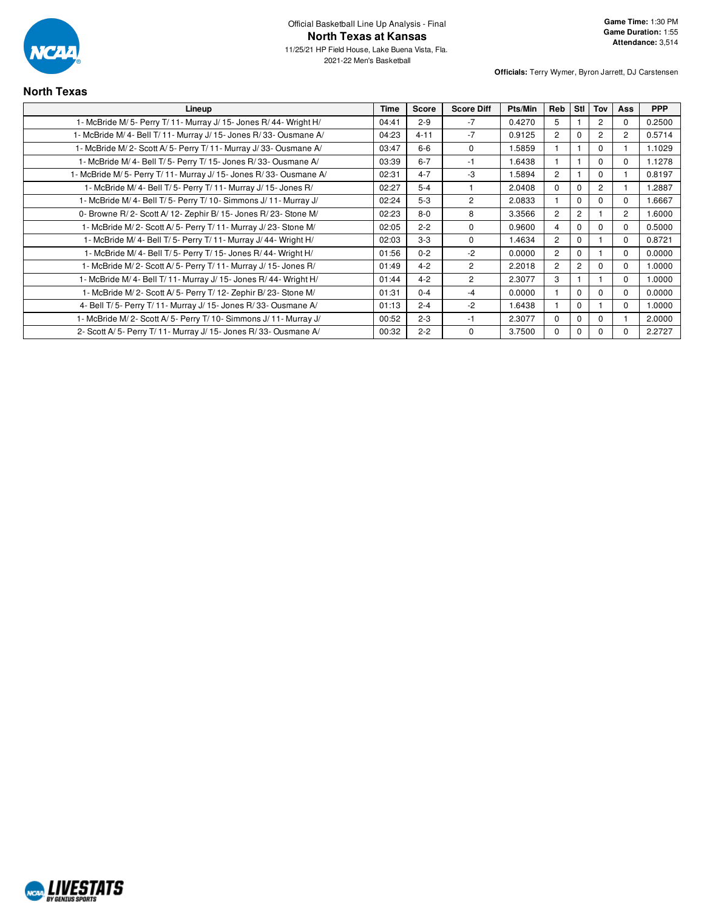Official Basketball Line Up Analysis - Final

# North Texas at Kansas

11/25/21 HP Field House, Lake Buena Vista, Fla.

2021-22 Men's Basketball

**Game Time:** 1:30 PM
**Game Duration:** 1:55
**Attendance:** 3,514

**Officials:** Terry Wymer, Byron Jarrett, DJ Carstensen

## North Texas

| Lineup | Time | Score | Score Diff | Pts/Min | Reb | Stl | Tov | Ass | PPP |
|---|---|---|---|---|---|---|---|---|---|
| 1- McBride M/ 5- Perry T/ 11- Murray J/ 15- Jones R/ 44- Wright H/ | 04:41 | 2-9 | -7 | 0.4270 | 5 | 1 | 2 | 0 | 0.2500 |
| 1- McBride M/ 4- Bell T/ 11- Murray J/ 15- Jones R/ 33- Ousmane A/ | 04:23 | 4-11 | -7 | 0.9125 | 2 | 0 | 2 | 2 | 0.5714 |
| 1- McBride M/ 2- Scott A/ 5- Perry T/ 11- Murray J/ 33- Ousmane A/ | 03:47 | 6-6 | 0 | 1.5859 | 1 | 1 | 0 | 1 | 1.1029 |
| 1- McBride M/ 4- Bell T/ 5- Perry T/ 15- Jones R/ 33- Ousmane A/ | 03:39 | 6-7 | -1 | 1.6438 | 1 | 1 | 0 | 0 | 1.1278 |
| 1- McBride M/ 5- Perry T/ 11- Murray J/ 15- Jones R/ 33- Ousmane A/ | 02:31 | 4-7 | -3 | 1.5894 | 2 | 1 | 0 | 1 | 0.8197 |
| 1- McBride M/ 4- Bell T/ 5- Perry T/ 11- Murray J/ 15- Jones R/ | 02:27 | 5-4 | 1 | 2.0408 | 0 | 0 | 2 | 1 | 1.2887 |
| 1- McBride M/ 4- Bell T/ 5- Perry T/ 10- Simmons J/ 11- Murray J/ | 02:24 | 5-3 | 2 | 2.0833 | 1 | 0 | 0 | 0 | 1.6667 |
| 0- Browne R/ 2- Scott A/ 12- Zephir B/ 15- Jones R/ 23- Stone M/ | 02:23 | 8-0 | 8 | 3.3566 | 2 | 2 | 1 | 2 | 1.6000 |
| 1- McBride M/ 2- Scott A/ 5- Perry T/ 11- Murray J/ 23- Stone M/ | 02:05 | 2-2 | 0 | 0.9600 | 4 | 0 | 0 | 0 | 0.5000 |
| 1- McBride M/ 4- Bell T/ 5- Perry T/ 11- Murray J/ 44- Wright H/ | 02:03 | 3-3 | 0 | 1.4634 | 2 | 0 | 1 | 0 | 0.8721 |
| 1- McBride M/ 4- Bell T/ 5- Perry T/ 15- Jones R/ 44- Wright H/ | 01:56 | 0-2 | -2 | 0.0000 | 2 | 0 | 1 | 0 | 0.0000 |
| 1- McBride M/ 2- Scott A/ 5- Perry T/ 11- Murray J/ 15- Jones R/ | 01:49 | 4-2 | 2 | 2.2018 | 2 | 2 | 0 | 0 | 1.0000 |
| 1- McBride M/ 4- Bell T/ 11- Murray J/ 15- Jones R/ 44- Wright H/ | 01:44 | 4-2 | 2 | 2.3077 | 3 | 1 | 1 | 0 | 1.0000 |
| 1- McBride M/ 2- Scott A/ 5- Perry T/ 12- Zephir B/ 23- Stone M/ | 01:31 | 0-4 | -4 | 0.0000 | 1 | 0 | 0 | 0 | 0.0000 |
| 4- Bell T/ 5- Perry T/ 11- Murray J/ 15- Jones R/ 33- Ousmane A/ | 01:13 | 2-4 | -2 | 1.6438 | 1 | 0 | 1 | 0 | 1.0000 |
| 1- McBride M/ 2- Scott A/ 5- Perry T/ 10- Simmons J/ 11- Murray J/ | 00:52 | 2-3 | -1 | 2.3077 | 0 | 0 | 0 | 1 | 2.0000 |
| 2- Scott A/ 5- Perry T/ 11- Murray J/ 15- Jones R/ 33- Ousmane A/ | 00:32 | 2-2 | 0 | 3.7500 | 0 | 0 | 0 | 0 | 2.2727 |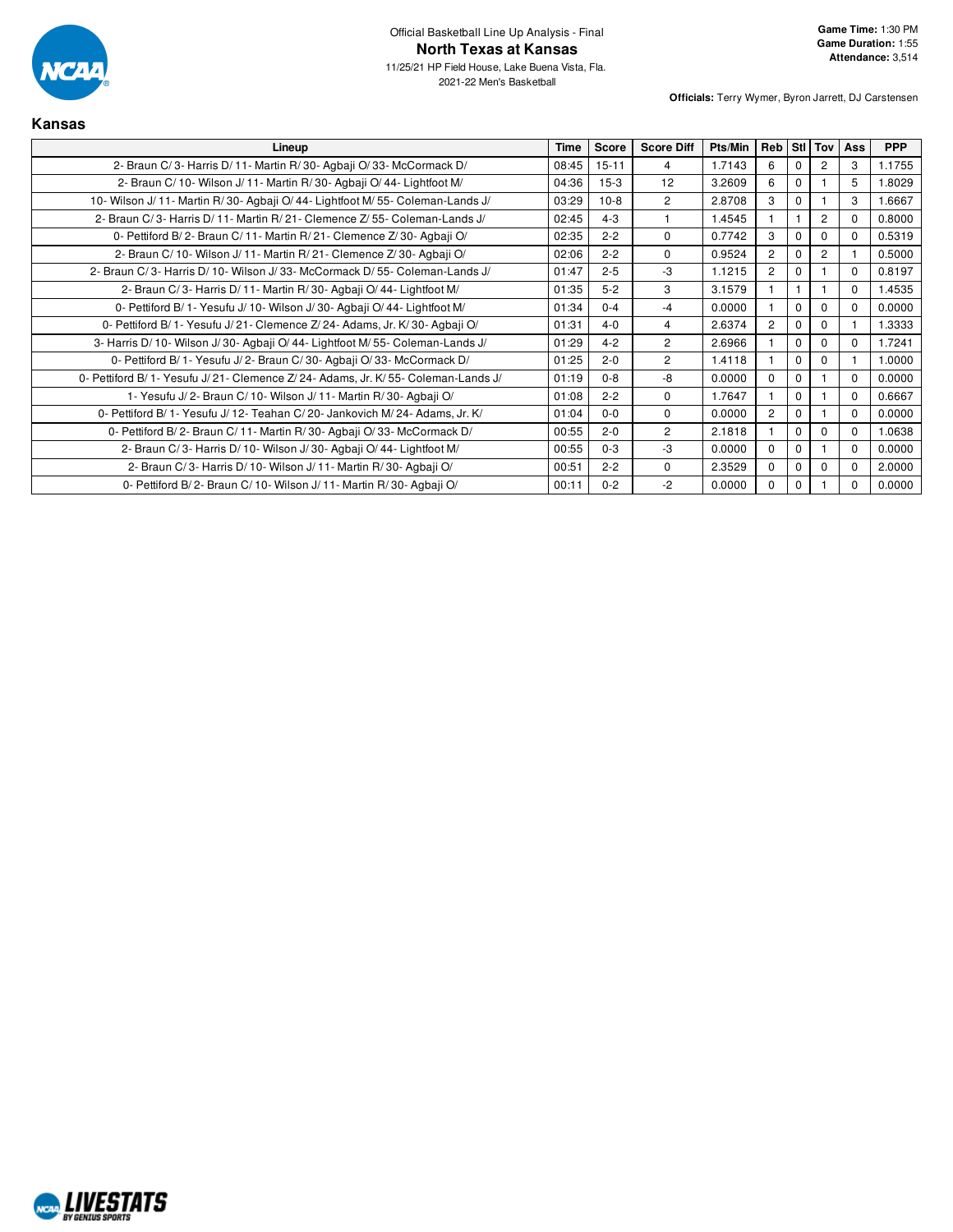Official Basketball Line Up Analysis - Final

# North Texas at Kansas

11/25/21 HP Field House, Lake Buena Vista, Fla.
2021-22 Men's Basketball

**Game Time:** 1:30 PM
**Game Duration:** 1:55
**Attendance:** 3,514

**Officials:** Terry Wymer, Byron Jarrett, DJ Carstensen

## Kansas

| Lineup | Time | Score | Score Diff | Pts/Min | Reb | Stl | Tov | Ass | PPP |
|---|---|---|---|---|---|---|---|---|---|
| 2- Braun C/ 3- Harris D/ 11- Martin R/ 30- Agbaji O/ 33- McCormack D/ | 08:45 | 15-11 | 4 | 1.7143 | 6 | 0 | 2 | 3 | 1.1755 |
| 2- Braun C/ 10- Wilson J/ 11- Martin R/ 30- Agbaji O/ 44- Lightfoot M/ | 04:36 | 15-3 | 12 | 3.2609 | 6 | 0 | 1 | 5 | 1.8029 |
| 10- Wilson J/ 11- Martin R/ 30- Agbaji O/ 44- Lightfoot M/ 55- Coleman-Lands J/ | 03:29 | 10-8 | 2 | 2.8708 | 3 | 0 | 1 | 3 | 1.6667 |
| 2- Braun C/ 3- Harris D/ 11- Martin R/ 21- Clemence Z/ 55- Coleman-Lands J/ | 02:45 | 4-3 | 1 | 1.4545 | 1 | 1 | 2 | 0 | 0.8000 |
| 0- Pettiford B/ 2- Braun C/ 11- Martin R/ 21- Clemence Z/ 30- Agbaji O/ | 02:35 | 2-2 | 0 | 0.7742 | 3 | 0 | 0 | 0 | 0.5319 |
| 2- Braun C/ 10- Wilson J/ 11- Martin R/ 21- Clemence Z/ 30- Agbaji O/ | 02:06 | 2-2 | 0 | 0.9524 | 2 | 0 | 2 | 1 | 0.5000 |
| 2- Braun C/ 3- Harris D/ 10- Wilson J/ 33- McCormack D/ 55- Coleman-Lands J/ | 01:47 | 2-5 | -3 | 1.1215 | 2 | 0 | 1 | 0 | 0.8197 |
| 2- Braun C/ 3- Harris D/ 11- Martin R/ 30- Agbaji O/ 44- Lightfoot M/ | 01:35 | 5-2 | 3 | 3.1579 | 1 | 1 | 1 | 0 | 1.4535 |
| 0- Pettiford B/ 1- Yesufu J/ 10- Wilson J/ 30- Agbaji O/ 44- Lightfoot M/ | 01:34 | 0-4 | -4 | 0.0000 | 1 | 0 | 0 | 0 | 0.0000 |
| 0- Pettiford B/ 1- Yesufu J/ 21- Clemence Z/ 24- Adams, Jr. K/ 30- Agbaji O/ | 01:31 | 4-0 | 4 | 2.6374 | 2 | 0 | 0 | 1 | 1.3333 |
| 3- Harris D/ 10- Wilson J/ 30- Agbaji O/ 44- Lightfoot M/ 55- Coleman-Lands J/ | 01:29 | 4-2 | 2 | 2.6966 | 1 | 0 | 0 | 0 | 1.7241 |
| 0- Pettiford B/ 1- Yesufu J/ 2- Braun C/ 30- Agbaji O/ 33- McCormack D/ | 01:25 | 2-0 | 2 | 1.4118 | 1 | 0 | 0 | 1 | 1.0000 |
| 0- Pettiford B/ 1- Yesufu J/ 21- Clemence Z/ 24- Adams, Jr. K/ 55- Coleman-Lands J/ | 01:19 | 0-8 | -8 | 0.0000 | 0 | 0 | 1 | 0 | 0.0000 |
| 1- Yesufu J/ 2- Braun C/ 10- Wilson J/ 11- Martin R/ 30- Agbaji O/ | 01:08 | 2-2 | 0 | 1.7647 | 1 | 0 | 1 | 0 | 0.6667 |
| 0- Pettiford B/ 1- Yesufu J/ 12- Teahan C/ 20- Jankovich M/ 24- Adams, Jr. K/ | 01:04 | 0-0 | 0 | 0.0000 | 2 | 0 | 1 | 0 | 0.0000 |
| 0- Pettiford B/ 2- Braun C/ 11- Martin R/ 30- Agbaji O/ 33- McCormack D/ | 00:55 | 2-0 | 2 | 2.1818 | 1 | 0 | 0 | 0 | 1.0638 |
| 2- Braun C/ 3- Harris D/ 10- Wilson J/ 30- Agbaji O/ 44- Lightfoot M/ | 00:55 | 0-3 | -3 | 0.0000 | 0 | 0 | 1 | 0 | 0.0000 |
| 2- Braun C/ 3- Harris D/ 10- Wilson J/ 11- Martin R/ 30- Agbaji O/ | 00:51 | 2-2 | 0 | 2.3529 | 0 | 0 | 0 | 0 | 2.0000 |
| 0- Pettiford B/ 2- Braun C/ 10- Wilson J/ 11- Martin R/ 30- Agbaji O/ | 00:11 | 0-2 | -2 | 0.0000 | 0 | 0 | 1 | 0 | 0.0000 |